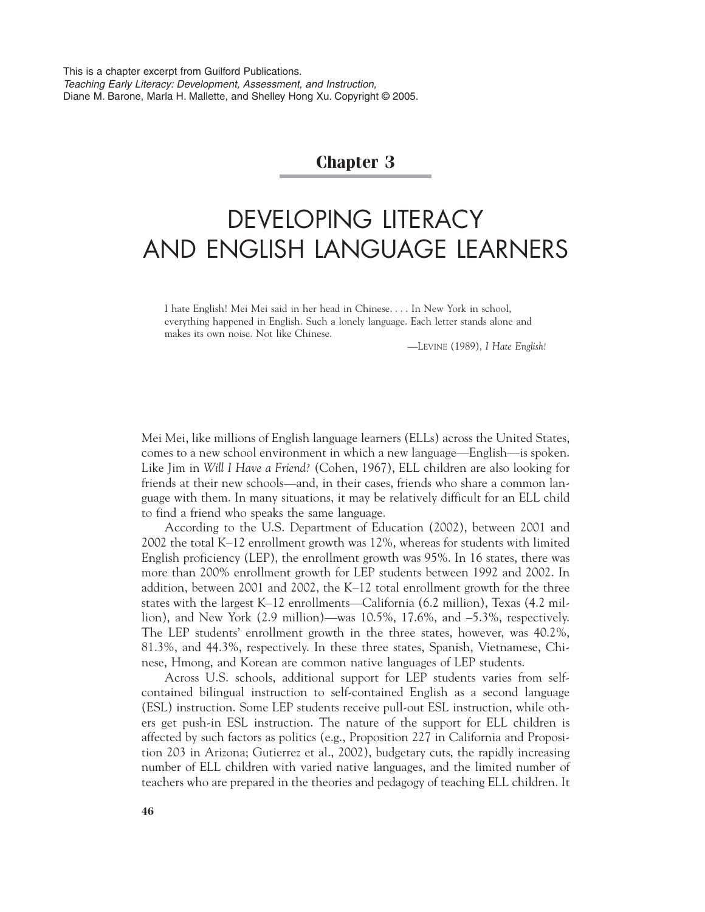This is a chapter excerpt from Guilford Publications.
*Teaching Early Literacy: Development, Assessment, and Instruction,*
Diane M. Barone, Marla H. Mallette, and Shelley Hong Xu. Copyright © 2005.

## Chapter 3

# DEVELOPING LITERACY AND ENGLISH LANGUAGE LEARNERS

> I hate English! Mei Mei said in her head in Chinese. . . . In New York in school, everything happened in English. Such a lonely language. Each letter stands alone and makes its own noise. Not like Chinese.
>
> —LEVINE (1989), *I Hate English!*

Mei Mei, like millions of English language learners (ELLs) across the United States, comes to a new school environment in which a new language—English—is spoken. Like Jim in *Will I Have a Friend?* (Cohen, 1967), ELL children are also looking for friends at their new schools—and, in their cases, friends who share a common language with them. In many situations, it may be relatively difficult for an ELL child to find a friend who speaks the same language.

According to the U.S. Department of Education (2002), between 2001 and 2002 the total K–12 enrollment growth was 12%, whereas for students with limited English proficiency (LEP), the enrollment growth was 95%. In 16 states, there was more than 200% enrollment growth for LEP students between 1992 and 2002. In addition, between 2001 and 2002, the K–12 total enrollment growth for the three states with the largest K–12 enrollments—California (6.2 million), Texas (4.2 million), and New York (2.9 million)—was 10.5%, 17.6%, and –5.3%, respectively. The LEP students' enrollment growth in the three states, however, was 40.2%, 81.3%, and 44.3%, respectively. In these three states, Spanish, Vietnamese, Chinese, Hmong, and Korean are common native languages of LEP students.

Across U.S. schools, additional support for LEP students varies from self-contained bilingual instruction to self-contained English as a second language (ESL) instruction. Some LEP students receive pull-out ESL instruction, while others get push-in ESL instruction. The nature of the support for ELL children is affected by such factors as politics (e.g., Proposition 227 in California and Proposition 203 in Arizona; Gutierrez et al., 2002), budgetary cuts, the rapidly increasing number of ELL children with varied native languages, and the limited number of teachers who are prepared in the theories and pedagogy of teaching ELL children. It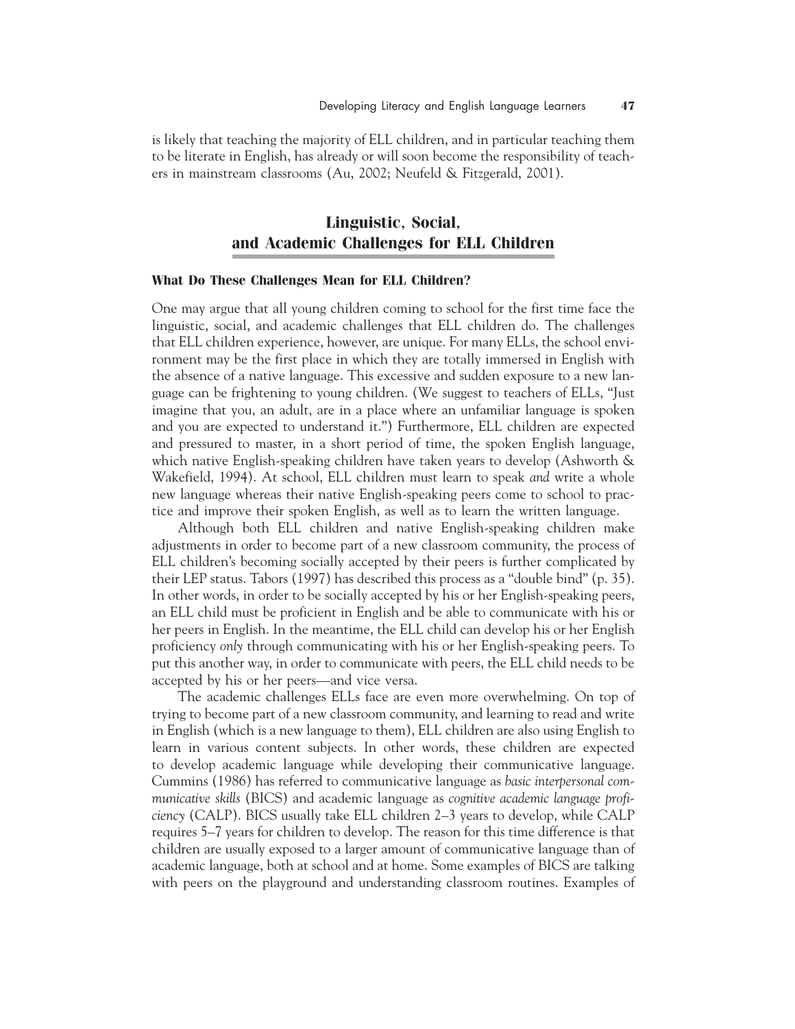is likely that teaching the majority of ELL children, and in particular teaching them to be literate in English, has already or will soon become the responsibility of teachers in mainstream classrooms (Au, 2002; Neufeld & Fitzgerald, 2001).

## Linguistic, Social, and Academic Challenges for ELL Children

### What Do These Challenges Mean for ELL Children?

One may argue that all young children coming to school for the first time face the linguistic, social, and academic challenges that ELL children do. The challenges that ELL children experience, however, are unique. For many ELLs, the school environment may be the first place in which they are totally immersed in English with the absence of a native language. This excessive and sudden exposure to a new language can be frightening to young children. (We suggest to teachers of ELLs, "Just imagine that you, an adult, are in a place where an unfamiliar language is spoken and you are expected to understand it.") Furthermore, ELL children are expected and pressured to master, in a short period of time, the spoken English language, which native English-speaking children have taken years to develop (Ashworth & Wakefield, 1994). At school, ELL children must learn to speak *and* write a whole new language whereas their native English-speaking peers come to school to practice and improve their spoken English, as well as to learn the written language.

Although both ELL children and native English-speaking children make adjustments in order to become part of a new classroom community, the process of ELL children's becoming socially accepted by their peers is further complicated by their LEP status. Tabors (1997) has described this process as a "double bind" (p. 35). In other words, in order to be socially accepted by his or her English-speaking peers, an ELL child must be proficient in English and be able to communicate with his or her peers in English. In the meantime, the ELL child can develop his or her English proficiency *only* through communicating with his or her English-speaking peers. To put this another way, in order to communicate with peers, the ELL child needs to be accepted by his or her peers—and vice versa.

The academic challenges ELLs face are even more overwhelming. On top of trying to become part of a new classroom community, and learning to read and write in English (which is a new language to them), ELL children are also using English to learn in various content subjects. In other words, these children are expected to develop academic language while developing their communicative language. Cummins (1986) has referred to communicative language as *basic interpersonal communicative skills* (BICS) and academic language as *cognitive academic language proficiency* (CALP). BICS usually take ELL children 2–3 years to develop, while CALP requires 5–7 years for children to develop. The reason for this time difference is that children are usually exposed to a larger amount of communicative language than of academic language, both at school and at home. Some examples of BICS are talking with peers on the playground and understanding classroom routines. Examples of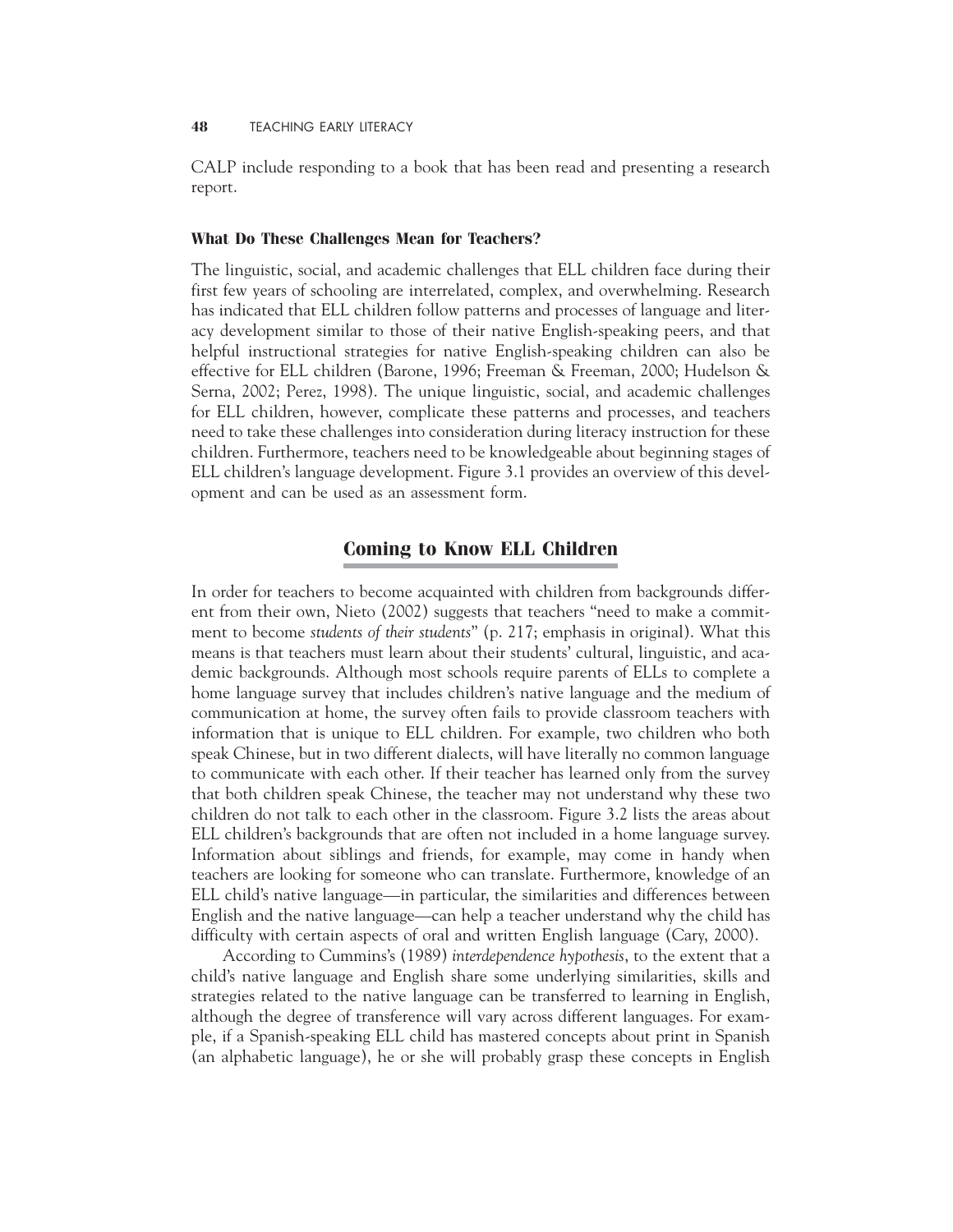CALP include responding to a book that has been read and presenting a research report.

#### What Do These Challenges Mean for Teachers?

The linguistic, social, and academic challenges that ELL children face during their first few years of schooling are interrelated, complex, and overwhelming. Research has indicated that ELL children follow patterns and processes of language and literacy development similar to those of their native English-speaking peers, and that helpful instructional strategies for native English-speaking children can also be effective for ELL children (Barone, 1996; Freeman & Freeman, 2000; Hudelson & Serna, 2002; Perez, 1998). The unique linguistic, social, and academic challenges for ELL children, however, complicate these patterns and processes, and teachers need to take these challenges into consideration during literacy instruction for these children. Furthermore, teachers need to be knowledgeable about beginning stages of ELL children's language development. Figure 3.1 provides an overview of this development and can be used as an assessment form.

## Coming to Know ELL Children

In order for teachers to become acquainted with children from backgrounds different from their own, Nieto (2002) suggests that teachers "need to make a commitment to become *students of their students*" (p. 217; emphasis in original). What this means is that teachers must learn about their students' cultural, linguistic, and academic backgrounds. Although most schools require parents of ELLs to complete a home language survey that includes children's native language and the medium of communication at home, the survey often fails to provide classroom teachers with information that is unique to ELL children. For example, two children who both speak Chinese, but in two different dialects, will have literally no common language to communicate with each other. If their teacher has learned only from the survey that both children speak Chinese, the teacher may not understand why these two children do not talk to each other in the classroom. Figure 3.2 lists the areas about ELL children's backgrounds that are often not included in a home language survey. Information about siblings and friends, for example, may come in handy when teachers are looking for someone who can translate. Furthermore, knowledge of an ELL child's native language—in particular, the similarities and differences between English and the native language—can help a teacher understand why the child has difficulty with certain aspects of oral and written English language (Cary, 2000).

According to Cummins's (1989) *interdependence hypothesis*, to the extent that a child's native language and English share some underlying similarities, skills and strategies related to the native language can be transferred to learning in English, although the degree of transference will vary across different languages. For example, if a Spanish-speaking ELL child has mastered concepts about print in Spanish (an alphabetic language), he or she will probably grasp these concepts in English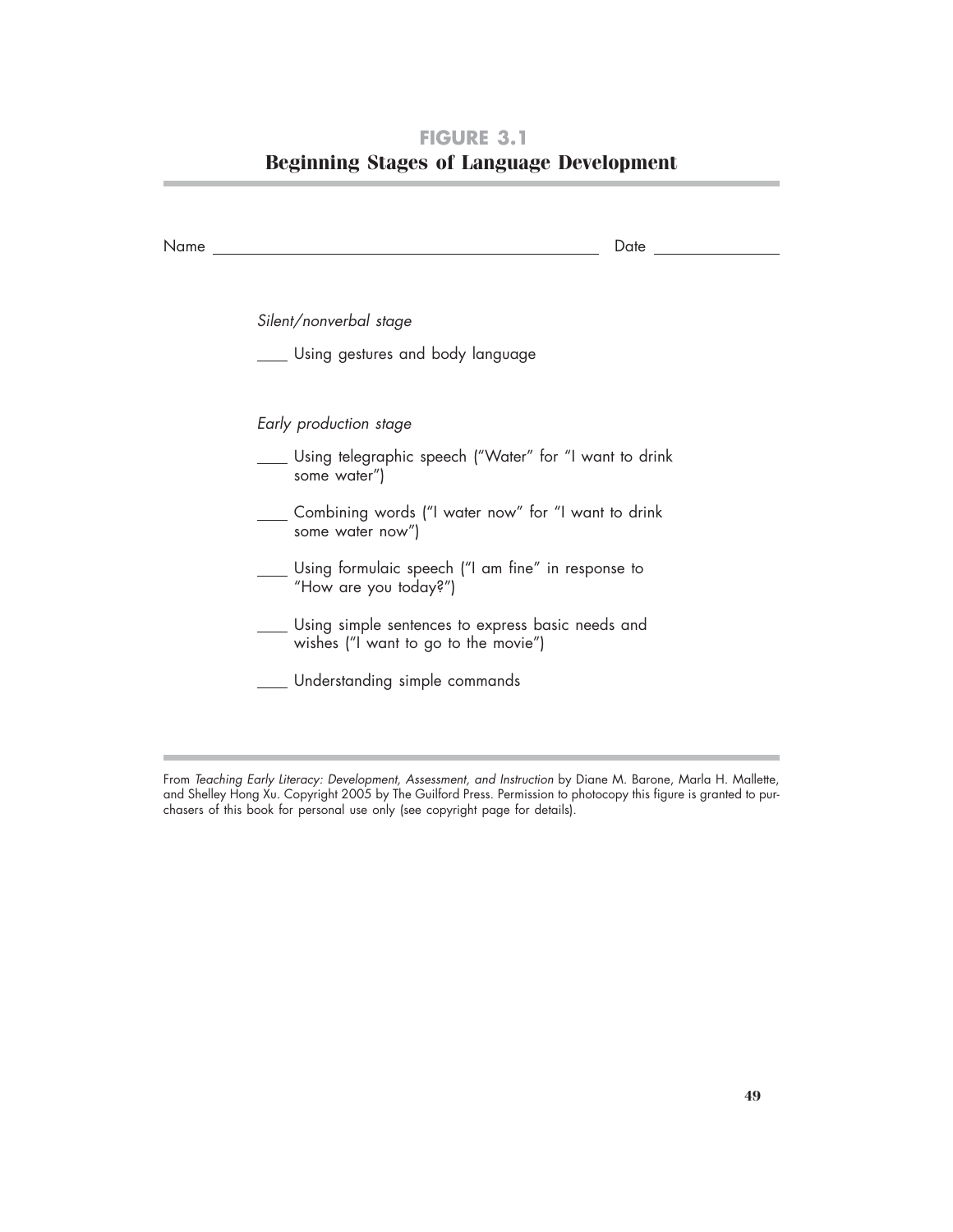# FIGURE 3.1
## Beginning Stages of Language Development

Name ______________________________________________ Date ______________

*Silent/nonverbal stage*

____ Using gestures and body language

*Early production stage*

____ Using telegraphic speech ("Water" for "I want to drink some water")

____ Combining words ("I water now" for "I want to drink some water now")

____ Using formulaic speech ("I am fine" in response to "How are you today?")

____ Using simple sentences to express basic needs and wishes ("I want to go to the movie")

____ Understanding simple commands

From *Teaching Early Literacy: Development, Assessment, and Instruction* by Diane M. Barone, Marla H. Mallette, and Shelley Hong Xu. Copyright 2005 by The Guilford Press. Permission to photocopy this figure is granted to purchasers of this book for personal use only (see copyright page for details).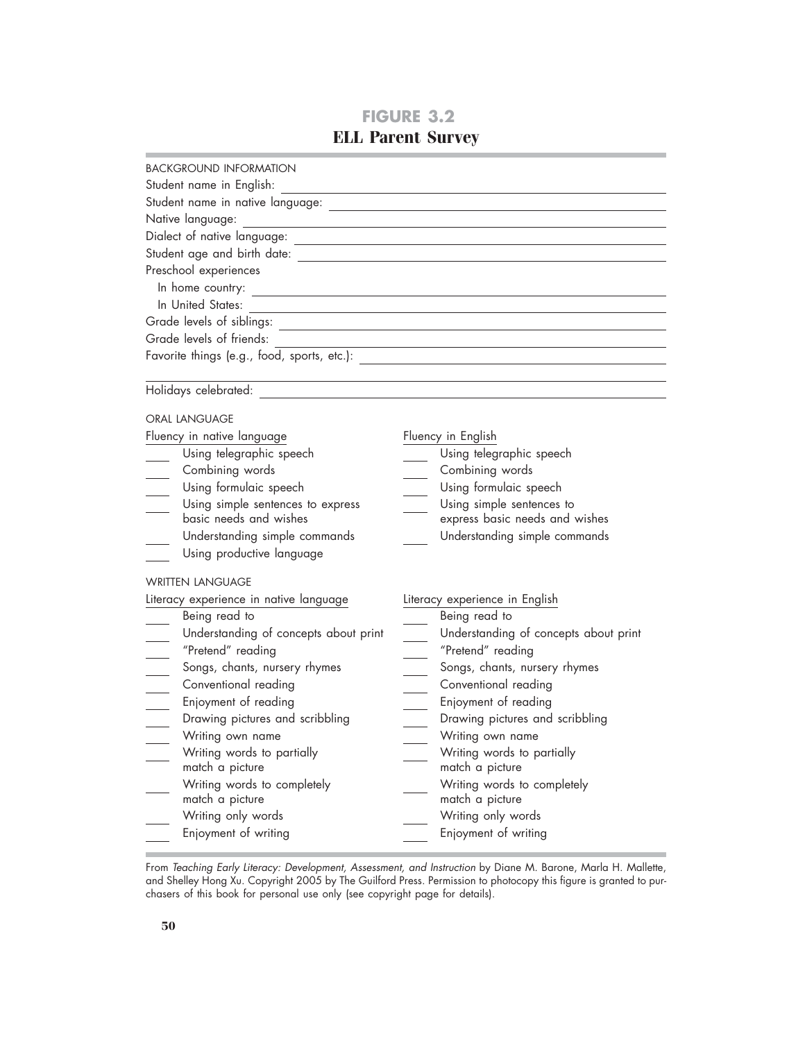# FIGURE 3.2
## ELL Parent Survey

BACKGROUND INFORMATION

Student name in English: ____________________

Student name in native language: ____________________

Native language: ____________________

Dialect of native language: ____________________

Student age and birth date: ____________________

Preschool experiences

In home country: ____________________

In United States: ____________________

Grade levels of siblings: ____________________

Grade levels of friends: ____________________

Favorite things (e.g., food, sports, etc.): ____________________

____________________

Holidays celebrated: ____________________

ORAL LANGUAGE

Fluency in native language

- ____ Using telegraphic speech
- ____ Combining words
- ____ Using formulaic speech
- ____ Using simple sentences to express basic needs and wishes
- ____ Understanding simple commands
- ____ Using productive language

Fluency in English

- ____ Using telegraphic speech
- ____ Combining words
- ____ Using formulaic speech
- ____ Using simple sentences to express basic needs and wishes
- ____ Understanding simple commands

WRITTEN LANGUAGE

Literacy experience in native language

- ____ Being read to
- ____ Understanding of concepts about print
- ____ "Pretend" reading
- ____ Songs, chants, nursery rhymes
- ____ Conventional reading
- ____ Enjoyment of reading
- ____ Drawing pictures and scribbling
- ____ Writing own name
- ____ Writing words to partially match a picture
- ____ Writing words to completely match a picture
- ____ Writing only words
- ____ Enjoyment of writing

Literacy experience in English

- ____ Being read to
- ____ Understanding of concepts about print
- ____ "Pretend" reading
- ____ Songs, chants, nursery rhymes
- ____ Conventional reading
- ____ Enjoyment of reading
- ____ Drawing pictures and scribbling
- ____ Writing own name
- ____ Writing words to partially match a picture
- ____ Writing words to completely match a picture
- ____ Writing only words
- ____ Enjoyment of writing

From *Teaching Early Literacy: Development, Assessment, and Instruction* by Diane M. Barone, Marla H. Mallette, and Shelley Hong Xu. Copyright 2005 by The Guilford Press. Permission to photocopy this figure is granted to purchasers of this book for personal use only (see copyright page for details).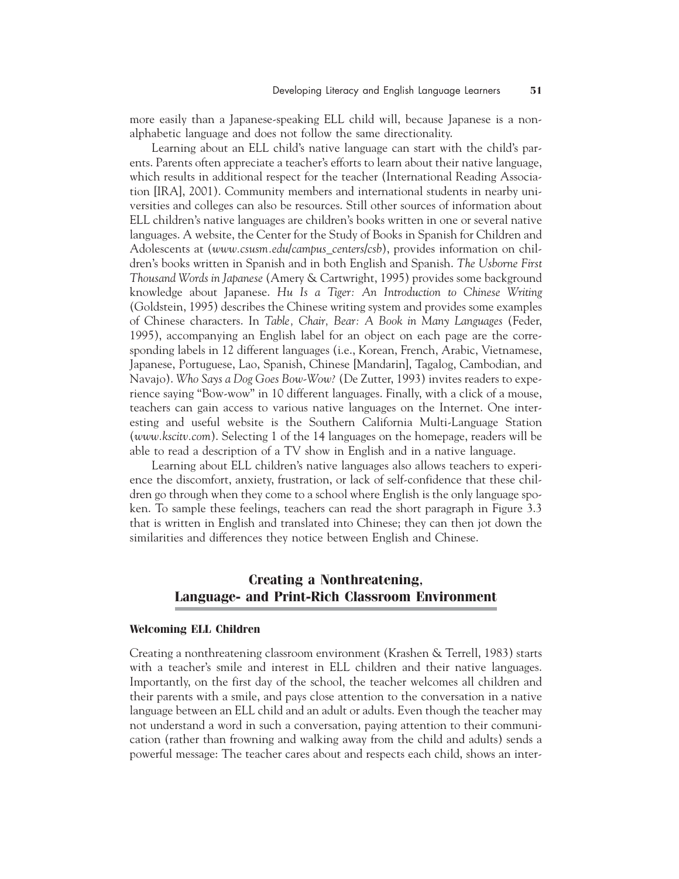more easily than a Japanese-speaking ELL child will, because Japanese is a nonalphabetic language and does not follow the same directionality.

Learning about an ELL child's native language can start with the child's parents. Parents often appreciate a teacher's efforts to learn about their native language, which results in additional respect for the teacher (International Reading Association [IRA], 2001). Community members and international students in nearby universities and colleges can also be resources. Still other sources of information about ELL children's native languages are children's books written in one or several native languages. A website, the Center for the Study of Books in Spanish for Children and Adolescents at (*www.csusm.edu/campus_centers/csb*), provides information on children's books written in Spanish and in both English and Spanish. *The Usborne First Thousand Words in Japanese* (Amery & Cartwright, 1995) provides some background knowledge about Japanese. *Hu Is a Tiger: An Introduction to Chinese Writing* (Goldstein, 1995) describes the Chinese writing system and provides some examples of Chinese characters. In *Table, Chair, Bear: A Book in Many Languages* (Feder, 1995), accompanying an English label for an object on each page are the corresponding labels in 12 different languages (i.e., Korean, French, Arabic, Vietnamese, Japanese, Portuguese, Lao, Spanish, Chinese [Mandarin], Tagalog, Cambodian, and Navajo). *Who Says a Dog Goes Bow-Wow?* (De Zutter, 1993) invites readers to experience saying "Bow-wow" in 10 different languages. Finally, with a click of a mouse, teachers can gain access to various native languages on the Internet. One interesting and useful website is the Southern California Multi-Language Station (*www.kscitv.com*). Selecting 1 of the 14 languages on the homepage, readers will be able to read a description of a TV show in English and in a native language.

Learning about ELL children's native languages also allows teachers to experience the discomfort, anxiety, frustration, or lack of self-confidence that these children go through when they come to a school where English is the only language spoken. To sample these feelings, teachers can read the short paragraph in Figure 3.3 that is written in English and translated into Chinese; they can then jot down the similarities and differences they notice between English and Chinese.

## Creating a Nonthreatening, Language- and Print-Rich Classroom Environment

### Welcoming ELL Children

Creating a nonthreatening classroom environment (Krashen & Terrell, 1983) starts with a teacher's smile and interest in ELL children and their native languages. Importantly, on the first day of the school, the teacher welcomes all children and their parents with a smile, and pays close attention to the conversation in a native language between an ELL child and an adult or adults. Even though the teacher may not understand a word in such a conversation, paying attention to their communication (rather than frowning and walking away from the child and adults) sends a powerful message: The teacher cares about and respects each child, shows an inter-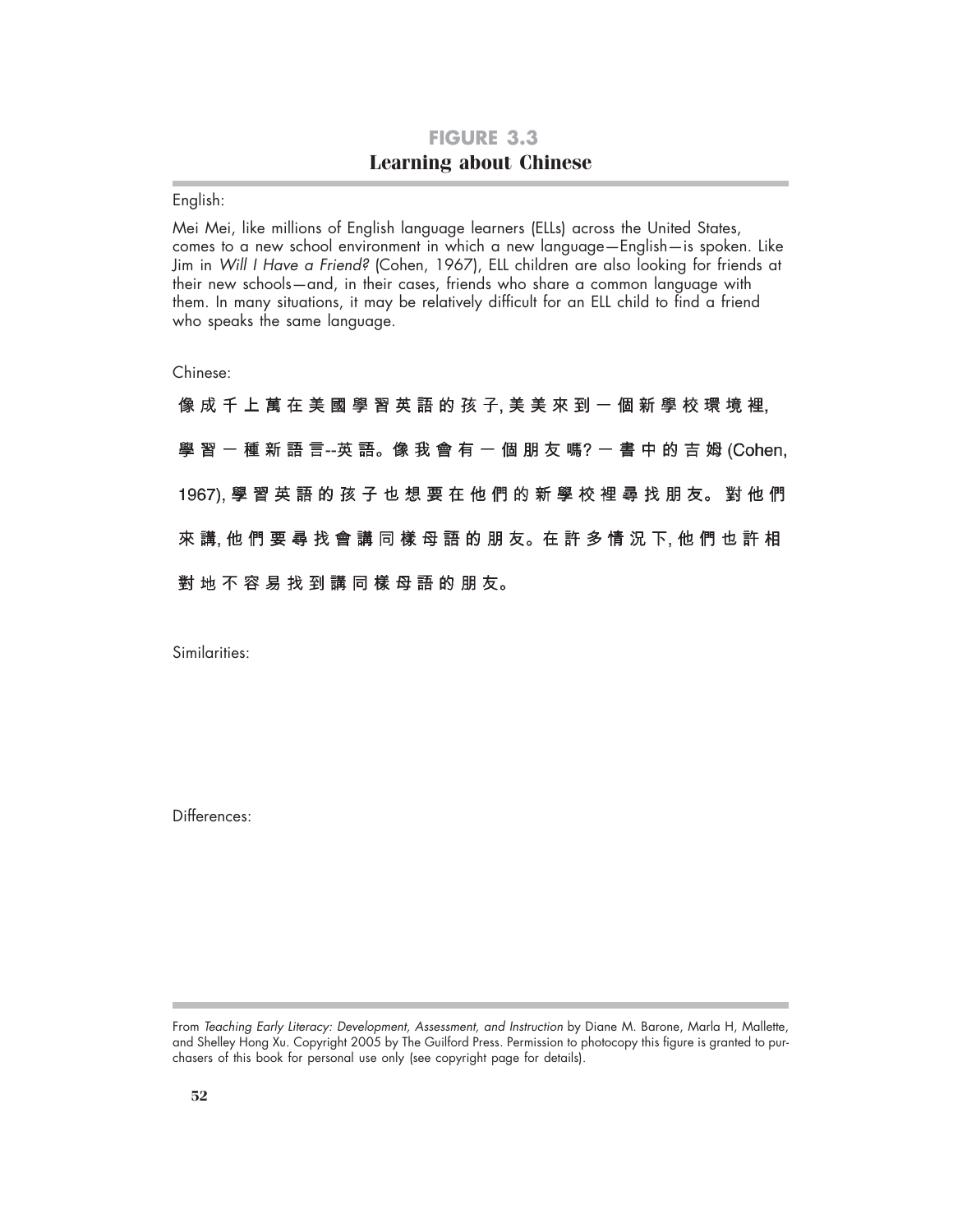## FIGURE 3.3
## Learning about Chinese

English:

Mei Mei, like millions of English language learners (ELLs) across the United States, comes to a new school environment in which a new language—English—is spoken. Like Jim in *Will I Have a Friend?* (Cohen, 1967), ELL children are also looking for friends at their new schools—and, in their cases, friends who share a common language with them. In many situations, it may be relatively difficult for an ELL child to find a friend who speaks the same language.

Chinese:

像成千上萬在美國學習英語的孩子, 美美來到一個新學校環境裡, 學習一種新語言--英語。像我會有一個朋友嗎? 一書中的吉姆 (Cohen, 1967), 學習英語的孩子也想要在他們的新學校裡尋找朋友。對他們來講, 他們要尋找會講同樣母語的朋友。在許多情況下, 他們也許相對地不容易找到講同樣母語的朋友。

Similarities:

Differences:

From *Teaching Early Literacy: Development, Assessment, and Instruction* by Diane M. Barone, Marla H, Mallette, and Shelley Hong Xu. Copyright 2005 by The Guilford Press. Permission to photocopy this figure is granted to purchasers of this book for personal use only (see copyright page for details).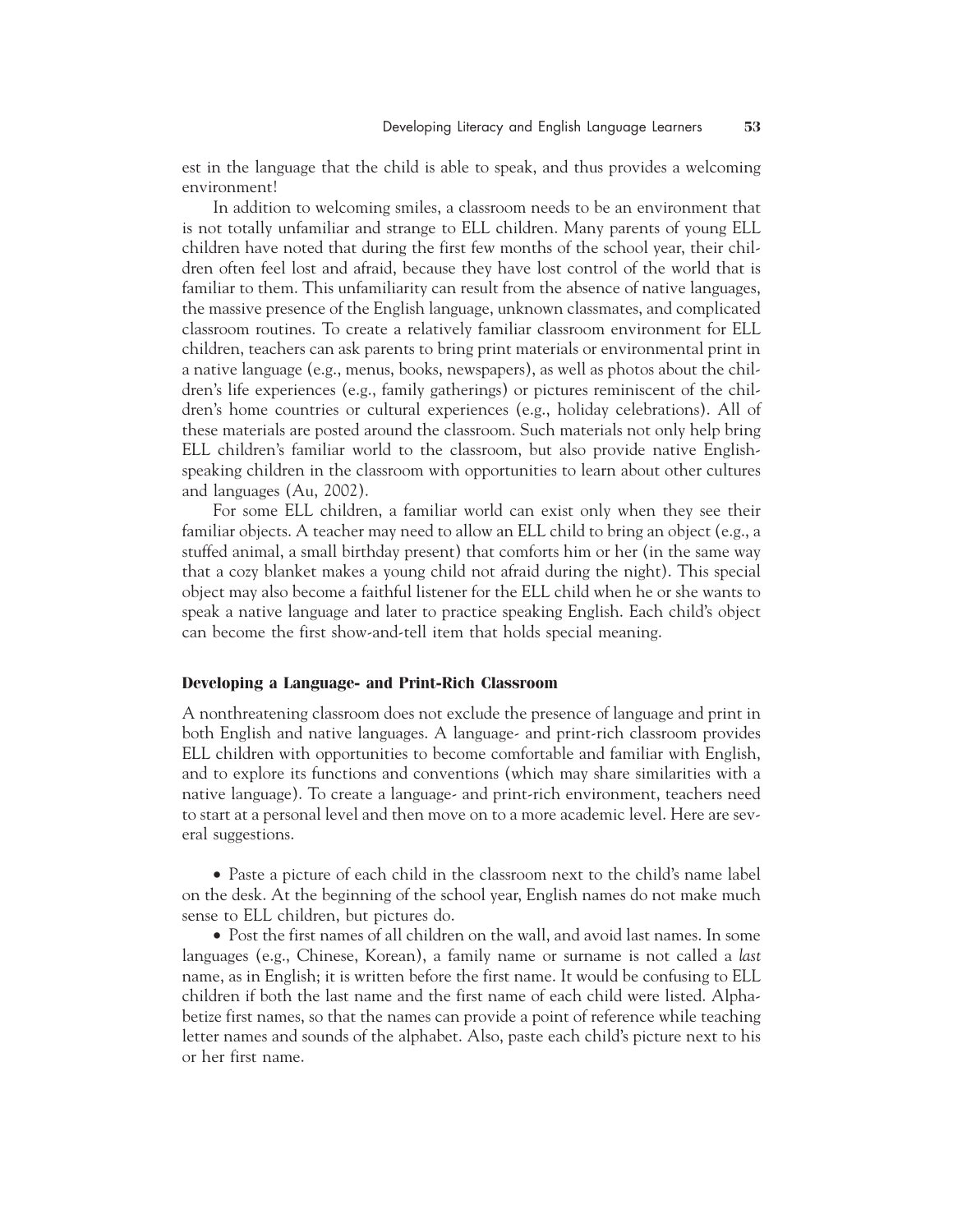est in the language that the child is able to speak, and thus provides a welcoming environment!

In addition to welcoming smiles, a classroom needs to be an environment that is not totally unfamiliar and strange to ELL children. Many parents of young ELL children have noted that during the first few months of the school year, their children often feel lost and afraid, because they have lost control of the world that is familiar to them. This unfamiliarity can result from the absence of native languages, the massive presence of the English language, unknown classmates, and complicated classroom routines. To create a relatively familiar classroom environment for ELL children, teachers can ask parents to bring print materials or environmental print in a native language (e.g., menus, books, newspapers), as well as photos about the children's life experiences (e.g., family gatherings) or pictures reminiscent of the children's home countries or cultural experiences (e.g., holiday celebrations). All of these materials are posted around the classroom. Such materials not only help bring ELL children's familiar world to the classroom, but also provide native English-speaking children in the classroom with opportunities to learn about other cultures and languages (Au, 2002).

For some ELL children, a familiar world can exist only when they see their familiar objects. A teacher may need to allow an ELL child to bring an object (e.g., a stuffed animal, a small birthday present) that comforts him or her (in the same way that a cozy blanket makes a young child not afraid during the night). This special object may also become a faithful listener for the ELL child when he or she wants to speak a native language and later to practice speaking English. Each child's object can become the first show-and-tell item that holds special meaning.

### Developing a Language- and Print-Rich Classroom

A nonthreatening classroom does not exclude the presence of language and print in both English and native languages. A language- and print-rich classroom provides ELL children with opportunities to become comfortable and familiar with English, and to explore its functions and conventions (which may share similarities with a native language). To create a language- and print-rich environment, teachers need to start at a personal level and then move on to a more academic level. Here are several suggestions.

- Paste a picture of each child in the classroom next to the child's name label on the desk. At the beginning of the school year, English names do not make much sense to ELL children, but pictures do.
- Post the first names of all children on the wall, and avoid last names. In some languages (e.g., Chinese, Korean), a family name or surname is not called a *last* name, as in English; it is written before the first name. It would be confusing to ELL children if both the last name and the first name of each child were listed. Alphabetize first names, so that the names can provide a point of reference while teaching letter names and sounds of the alphabet. Also, paste each child's picture next to his or her first name.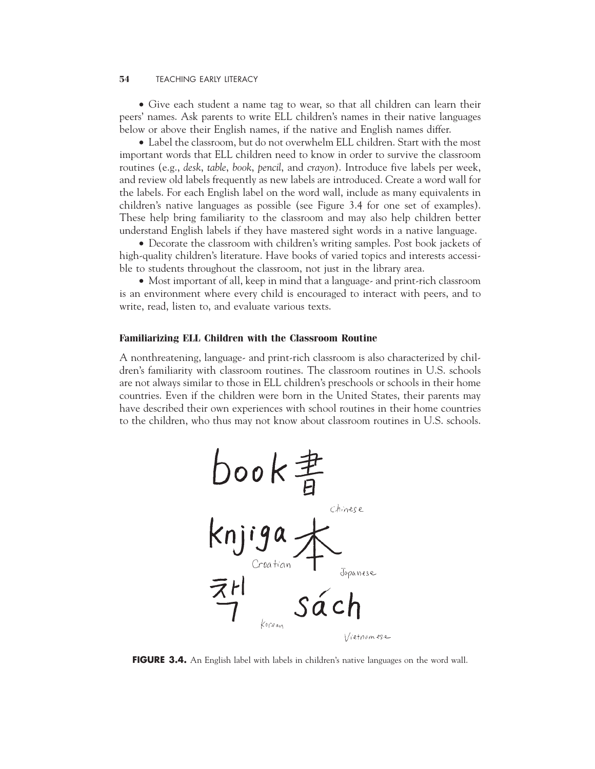• Give each student a name tag to wear, so that all children can learn their peers' names. Ask parents to write ELL children's names in their native languages below or above their English names, if the native and English names differ.

• Label the classroom, but do not overwhelm ELL children. Start with the most important words that ELL children need to know in order to survive the classroom routines (e.g., *desk*, *table*, *book*, *pencil*, and *crayon*). Introduce five labels per week, and review old labels frequently as new labels are introduced. Create a word wall for the labels. For each English label on the word wall, include as many equivalents in children's native languages as possible (see Figure 3.4 for one set of examples). These help bring familiarity to the classroom and may also help children better understand English labels if they have mastered sight words in a native language.

• Decorate the classroom with children's writing samples. Post book jackets of high-quality children's literature. Have books of varied topics and interests accessible to students throughout the classroom, not just in the library area.

• Most important of all, keep in mind that a language- and print-rich classroom is an environment where every child is encouraged to interact with peers, and to write, read, listen to, and evaluate various texts.

### Familiarizing ELL Children with the Classroom Routine

A nonthreatening, language- and print-rich classroom is also characterized by children's familiarity with classroom routines. The classroom routines in U.S. schools are not always similar to those in ELL children's preschools or schools in their home countries. Even if the children were born in the United States, their parents may have described their own experiences with school routines in their home countries to the children, who thus may not know about classroom routines in U.S. schools.

book 書
Chinese

knjiga
Croatian

本
Japanese

책
Korean

sách
Vietnamese

**FIGURE 3.4.** An English label with labels in children's native languages on the word wall.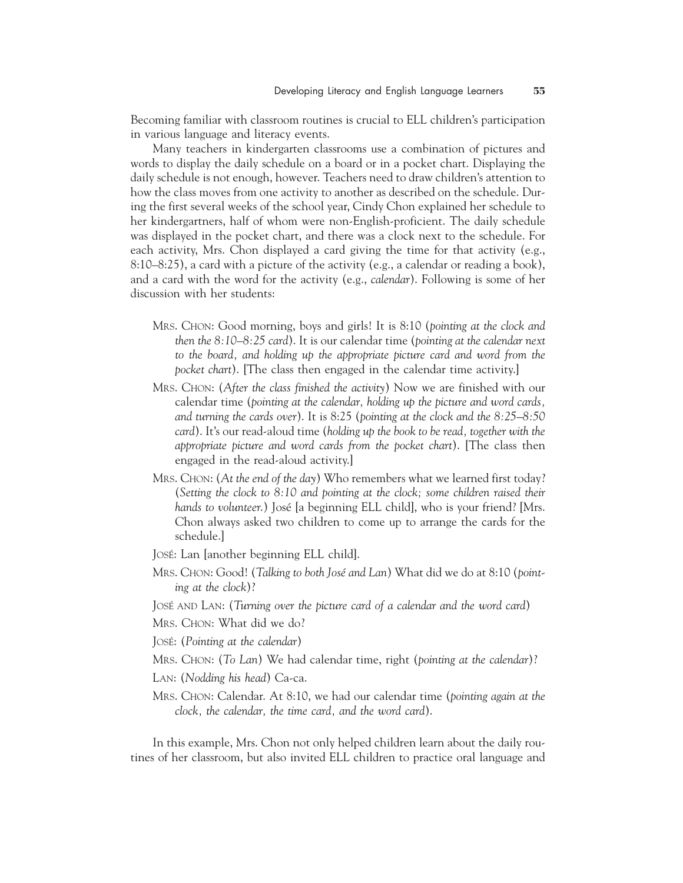Becoming familiar with classroom routines is crucial to ELL children's participation in various language and literacy events.

Many teachers in kindergarten classrooms use a combination of pictures and words to display the daily schedule on a board or in a pocket chart. Displaying the daily schedule is not enough, however. Teachers need to draw children's attention to how the class moves from one activity to another as described on the schedule. During the first several weeks of the school year, Cindy Chon explained her schedule to her kindergartners, half of whom were non-English-proficient. The daily schedule was displayed in the pocket chart, and there was a clock next to the schedule. For each activity, Mrs. Chon displayed a card giving the time for that activity (e.g., 8:10–8:25), a card with a picture of the activity (e.g., a calendar or reading a book), and a card with the word for the activity (e.g., *calendar*). Following is some of her discussion with her students:

> MRS. CHON: Good morning, boys and girls! It is 8:10 (*pointing at the clock and then the 8:10–8:25 card*). It is our calendar time (*pointing at the calendar next to the board, and holding up the appropriate picture card and word from the pocket chart*). [The class then engaged in the calendar time activity.]
>
> MRS. CHON: (*After the class finished the activity*) Now we are finished with our calendar time (*pointing at the calendar, holding up the picture and word cards, and turning the cards over*). It is 8:25 (*pointing at the clock and the 8:25–8:50 card*). It's our read-aloud time (*holding up the book to be read, together with the appropriate picture and word cards from the pocket chart*). [The class then engaged in the read-aloud activity.]
>
> MRS. CHON: (*At the end of the day*) Who remembers what we learned first today? (*Setting the clock to 8:10 and pointing at the clock; some children raised their hands to volunteer.*) José [a beginning ELL child], who is your friend? [Mrs. Chon always asked two children to come up to arrange the cards for the schedule.]
>
> JOSÉ: Lan [another beginning ELL child].
>
> MRS. CHON: Good! (*Talking to both José and Lan*) What did we do at 8:10 (*pointing at the clock*)?
>
> JOSÉ AND LAN: (*Turning over the picture card of a calendar and the word card*)
>
> MRS. CHON: What did we do?
>
> JOSÉ: (*Pointing at the calendar*)
>
> MRS. CHON: (*To Lan*) We had calendar time, right (*pointing at the calendar*)?
>
> LAN: (*Nodding his head*) Ca-ca.
>
> MRS. CHON: Calendar. At 8:10, we had our calendar time (*pointing again at the clock, the calendar, the time card, and the word card*).

In this example, Mrs. Chon not only helped children learn about the daily routines of her classroom, but also invited ELL children to practice oral language and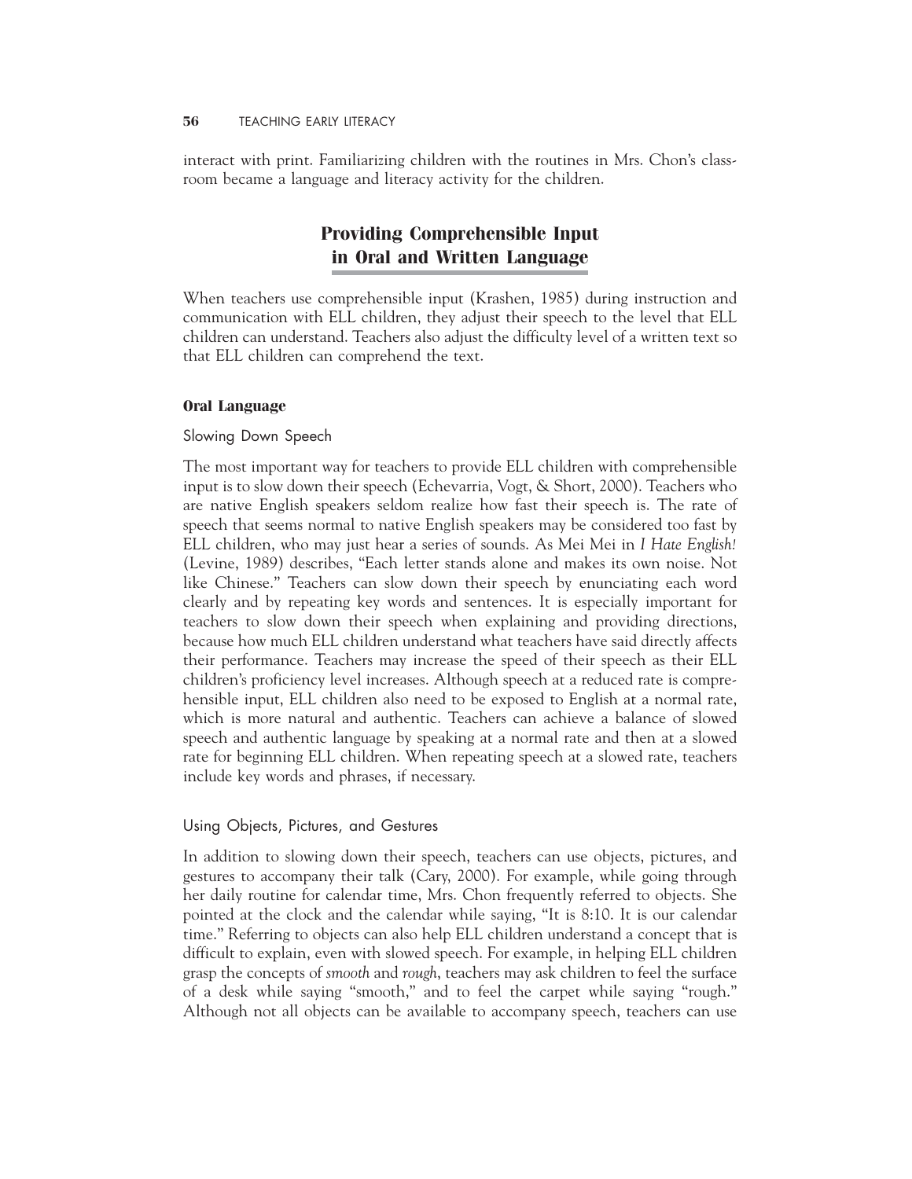interact with print. Familiarizing children with the routines in Mrs. Chon's classroom became a language and literacy activity for the children.

## Providing Comprehensible Input in Oral and Written Language

When teachers use comprehensible input (Krashen, 1985) during instruction and communication with ELL children, they adjust their speech to the level that ELL children can understand. Teachers also adjust the difficulty level of a written text so that ELL children can comprehend the text.

### Oral Language

#### Slowing Down Speech

The most important way for teachers to provide ELL children with comprehensible input is to slow down their speech (Echevarria, Vogt, & Short, 2000). Teachers who are native English speakers seldom realize how fast their speech is. The rate of speech that seems normal to native English speakers may be considered too fast by ELL children, who may just hear a series of sounds. As Mei Mei in *I Hate English!* (Levine, 1989) describes, "Each letter stands alone and makes its own noise. Not like Chinese." Teachers can slow down their speech by enunciating each word clearly and by repeating key words and sentences. It is especially important for teachers to slow down their speech when explaining and providing directions, because how much ELL children understand what teachers have said directly affects their performance. Teachers may increase the speed of their speech as their ELL children's proficiency level increases. Although speech at a reduced rate is comprehensible input, ELL children also need to be exposed to English at a normal rate, which is more natural and authentic. Teachers can achieve a balance of slowed speech and authentic language by speaking at a normal rate and then at a slowed rate for beginning ELL children. When repeating speech at a slowed rate, teachers include key words and phrases, if necessary.

#### Using Objects, Pictures, and Gestures

In addition to slowing down their speech, teachers can use objects, pictures, and gestures to accompany their talk (Cary, 2000). For example, while going through her daily routine for calendar time, Mrs. Chon frequently referred to objects. She pointed at the clock and the calendar while saying, "It is 8:10. It is our calendar time." Referring to objects can also help ELL children understand a concept that is difficult to explain, even with slowed speech. For example, in helping ELL children grasp the concepts of *smooth* and *rough*, teachers may ask children to feel the surface of a desk while saying "smooth," and to feel the carpet while saying "rough." Although not all objects can be available to accompany speech, teachers can use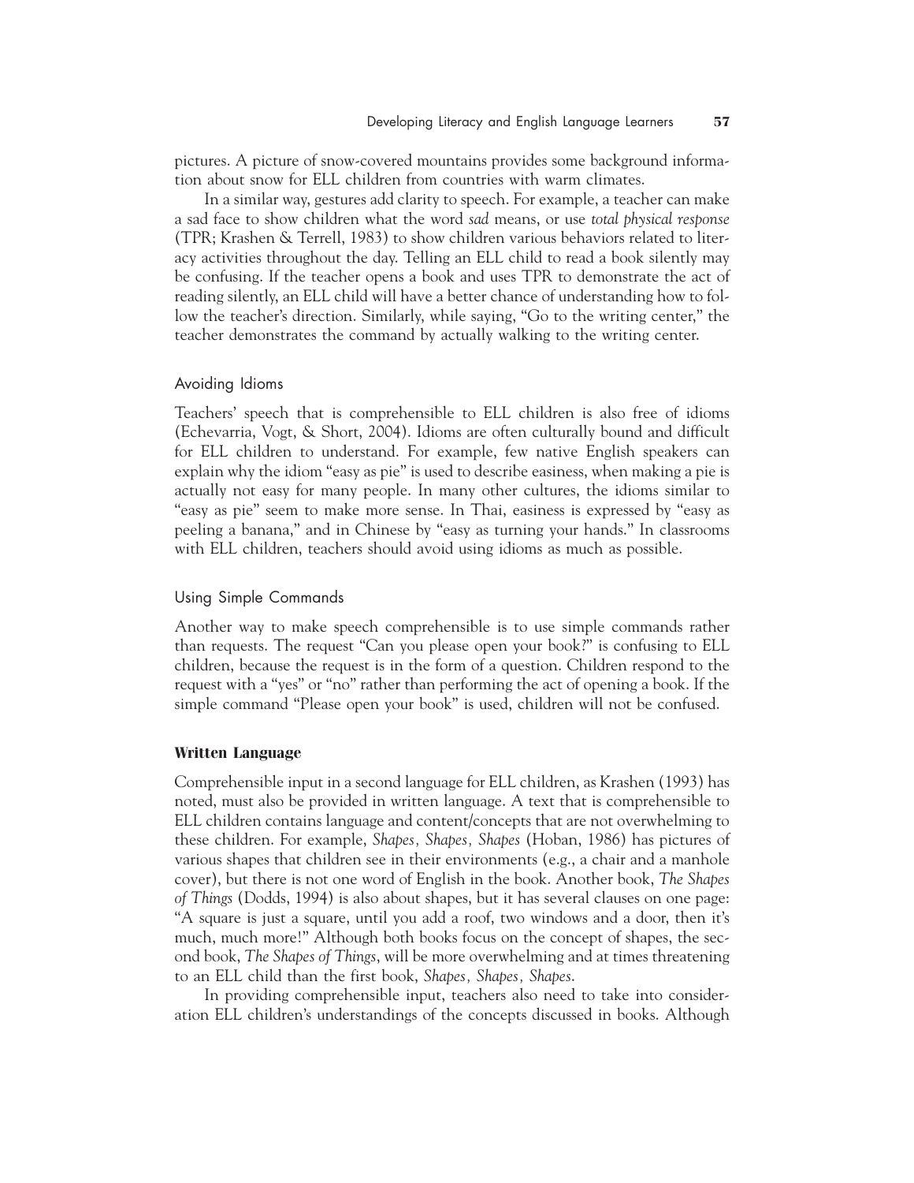pictures. A picture of snow-covered mountains provides some background information about snow for ELL children from countries with warm climates.

In a similar way, gestures add clarity to speech. For example, a teacher can make a sad face to show children what the word *sad* means, or use *total physical response* (TPR; Krashen & Terrell, 1983) to show children various behaviors related to literacy activities throughout the day. Telling an ELL child to read a book silently may be confusing. If the teacher opens a book and uses TPR to demonstrate the act of reading silently, an ELL child will have a better chance of understanding how to follow the teacher's direction. Similarly, while saying, "Go to the writing center," the teacher demonstrates the command by actually walking to the writing center.

### Avoiding Idioms

Teachers' speech that is comprehensible to ELL children is also free of idioms (Echevarria, Vogt, & Short, 2004). Idioms are often culturally bound and difficult for ELL children to understand. For example, few native English speakers can explain why the idiom "easy as pie" is used to describe easiness, when making a pie is actually not easy for many people. In many other cultures, the idioms similar to "easy as pie" seem to make more sense. In Thai, easiness is expressed by "easy as peeling a banana," and in Chinese by "easy as turning your hands." In classrooms with ELL children, teachers should avoid using idioms as much as possible.

### Using Simple Commands

Another way to make speech comprehensible is to use simple commands rather than requests. The request "Can you please open your book?" is confusing to ELL children, because the request is in the form of a question. Children respond to the request with a "yes" or "no" rather than performing the act of opening a book. If the simple command "Please open your book" is used, children will not be confused.

## Written Language

Comprehensible input in a second language for ELL children, as Krashen (1993) has noted, must also be provided in written language. A text that is comprehensible to ELL children contains language and content/concepts that are not overwhelming to these children. For example, *Shapes, Shapes, Shapes* (Hoban, 1986) has pictures of various shapes that children see in their environments (e.g., a chair and a manhole cover), but there is not one word of English in the book. Another book, *The Shapes of Things* (Dodds, 1994) is also about shapes, but it has several clauses on one page: "A square is just a square, until you add a roof, two windows and a door, then it's much, much more!" Although both books focus on the concept of shapes, the second book, *The Shapes of Things*, will be more overwhelming and at times threatening to an ELL child than the first book, *Shapes, Shapes, Shapes*.

In providing comprehensible input, teachers also need to take into consideration ELL children's understandings of the concepts discussed in books. Although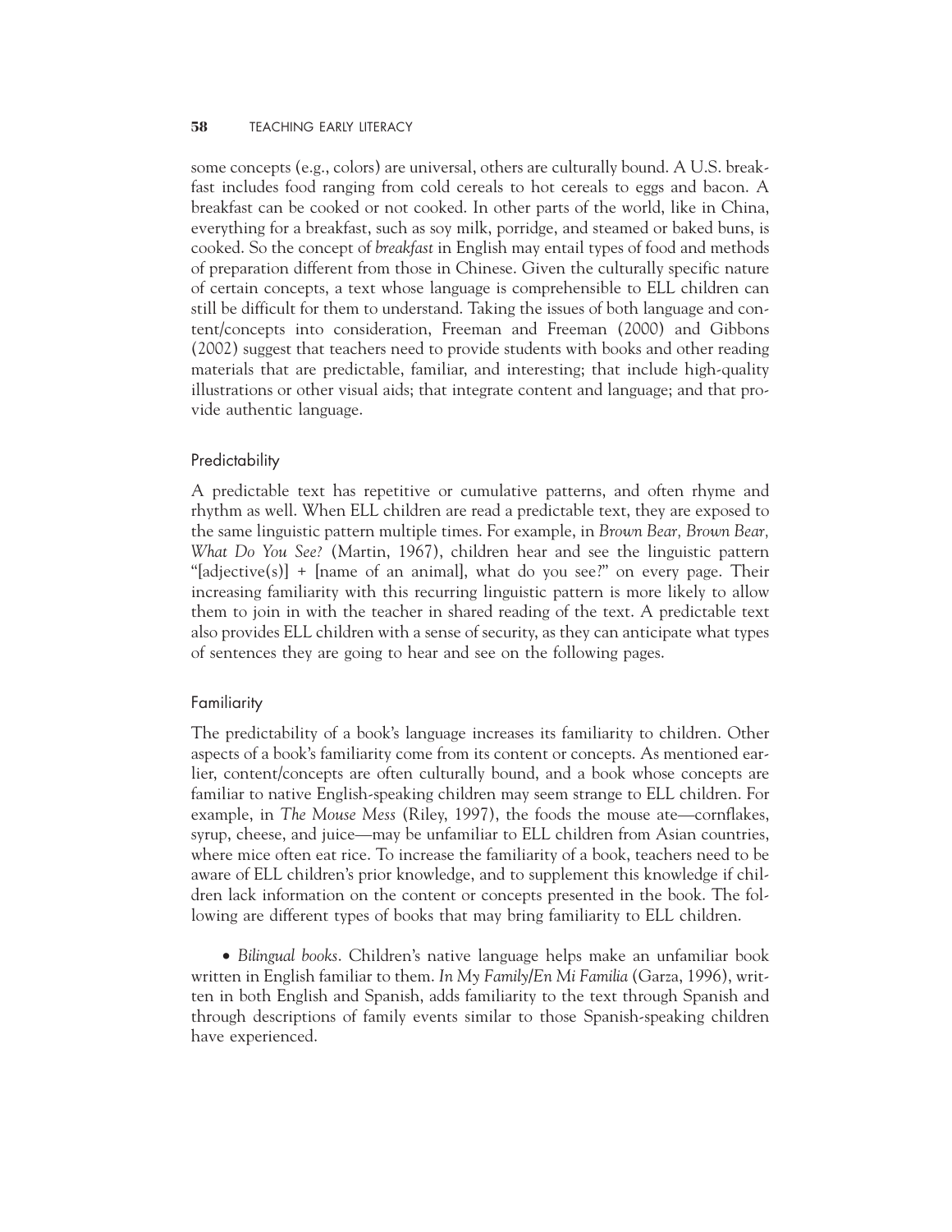some concepts (e.g., colors) are universal, others are culturally bound. A U.S. breakfast includes food ranging from cold cereals to hot cereals to eggs and bacon. A breakfast can be cooked or not cooked. In other parts of the world, like in China, everything for a breakfast, such as soy milk, porridge, and steamed or baked buns, is cooked. So the concept of *breakfast* in English may entail types of food and methods of preparation different from those in Chinese. Given the culturally specific nature of certain concepts, a text whose language is comprehensible to ELL children can still be difficult for them to understand. Taking the issues of both language and content/concepts into consideration, Freeman and Freeman (2000) and Gibbons (2002) suggest that teachers need to provide students with books and other reading materials that are predictable, familiar, and interesting; that include high-quality illustrations or other visual aids; that integrate content and language; and that provide authentic language.

### Predictability

A predictable text has repetitive or cumulative patterns, and often rhyme and rhythm as well. When ELL children are read a predictable text, they are exposed to the same linguistic pattern multiple times. For example, in *Brown Bear, Brown Bear, What Do You See?* (Martin, 1967), children hear and see the linguistic pattern "[adjective(s)] + [name of an animal], what do you see?" on every page. Their increasing familiarity with this recurring linguistic pattern is more likely to allow them to join in with the teacher in shared reading of the text. A predictable text also provides ELL children with a sense of security, as they can anticipate what types of sentences they are going to hear and see on the following pages.

### Familiarity

The predictability of a book's language increases its familiarity to children. Other aspects of a book's familiarity come from its content or concepts. As mentioned earlier, content/concepts are often culturally bound, and a book whose concepts are familiar to native English-speaking children may seem strange to ELL children. For example, in *The Mouse Mess* (Riley, 1997), the foods the mouse ate—cornflakes, syrup, cheese, and juice—may be unfamiliar to ELL children from Asian countries, where mice often eat rice. To increase the familiarity of a book, teachers need to be aware of ELL children's prior knowledge, and to supplement this knowledge if children lack information on the content or concepts presented in the book. The following are different types of books that may bring familiarity to ELL children.

- *Bilingual books*. Children's native language helps make an unfamiliar book written in English familiar to them. *In My Family/En Mi Familia* (Garza, 1996), written in both English and Spanish, adds familiarity to the text through Spanish and through descriptions of family events similar to those Spanish-speaking children have experienced.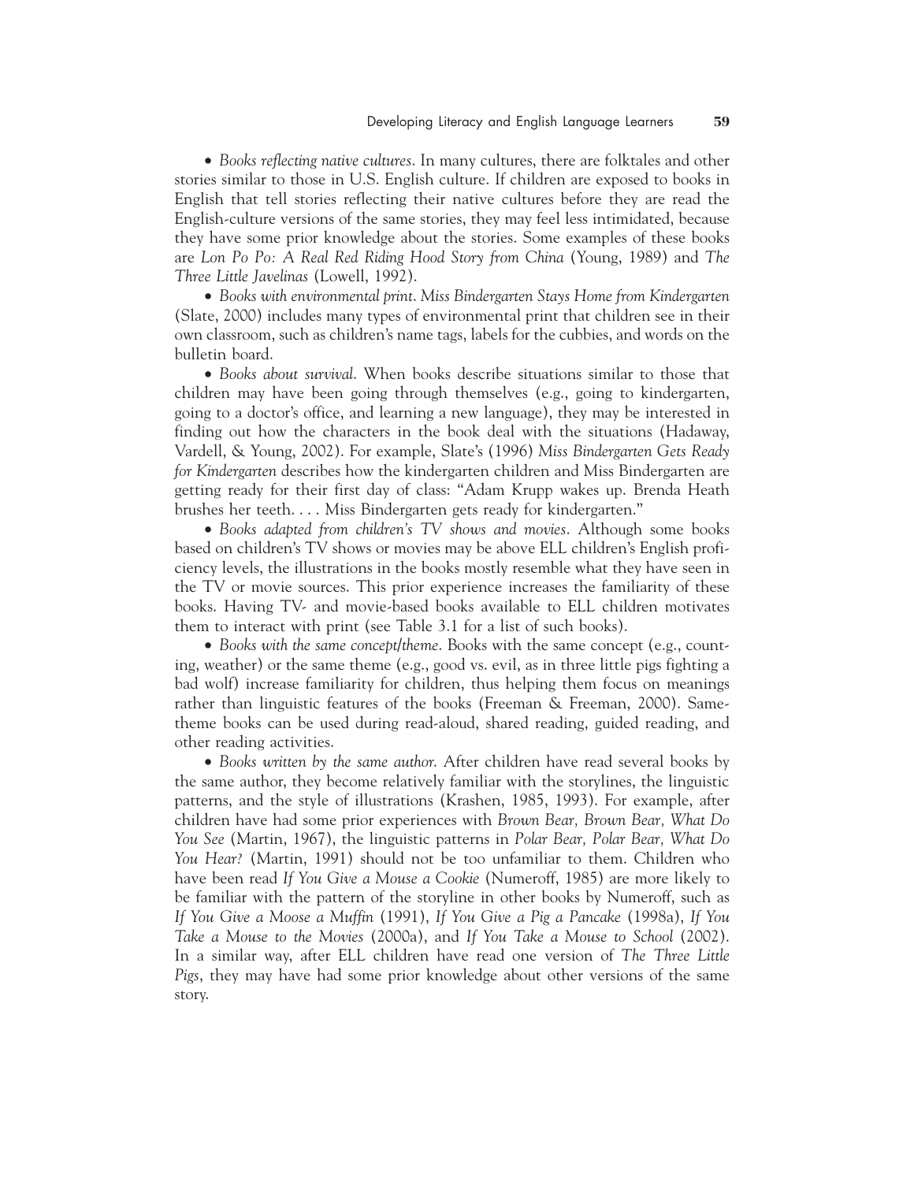- *Books reflecting native cultures*. In many cultures, there are folktales and other stories similar to those in U.S. English culture. If children are exposed to books in English that tell stories reflecting their native cultures before they are read the English-culture versions of the same stories, they may feel less intimidated, because they have some prior knowledge about the stories. Some examples of these books are *Lon Po Po: A Real Red Riding Hood Story from China* (Young, 1989) and *The Three Little Javelinas* (Lowell, 1992).
- *Books with environmental print*. *Miss Bindergarten Stays Home from Kindergarten* (Slate, 2000) includes many types of environmental print that children see in their own classroom, such as children's name tags, labels for the cubbies, and words on the bulletin board.
- *Books about survival*. When books describe situations similar to those that children may have been going through themselves (e.g., going to kindergarten, going to a doctor's office, and learning a new language), they may be interested in finding out how the characters in the book deal with the situations (Hadaway, Vardell, & Young, 2002). For example, Slate's (1996) *Miss Bindergarten Gets Ready for Kindergarten* describes how the kindergarten children and Miss Bindergarten are getting ready for their first day of class: "Adam Krupp wakes up. Brenda Heath brushes her teeth. . . . Miss Bindergarten gets ready for kindergarten."
- *Books adapted from children's TV shows and movies*. Although some books based on children's TV shows or movies may be above ELL children's English proficiency levels, the illustrations in the books mostly resemble what they have seen in the TV or movie sources. This prior experience increases the familiarity of these books. Having TV- and movie-based books available to ELL children motivates them to interact with print (see Table 3.1 for a list of such books).
- *Books with the same concept/theme*. Books with the same concept (e.g., counting, weather) or the same theme (e.g., good vs. evil, as in three little pigs fighting a bad wolf) increase familiarity for children, thus helping them focus on meanings rather than linguistic features of the books (Freeman & Freeman, 2000). Same-theme books can be used during read-aloud, shared reading, guided reading, and other reading activities.
- *Books written by the same author*. After children have read several books by the same author, they become relatively familiar with the storylines, the linguistic patterns, and the style of illustrations (Krashen, 1985, 1993). For example, after children have had some prior experiences with *Brown Bear, Brown Bear, What Do You See* (Martin, 1967), the linguistic patterns in *Polar Bear, Polar Bear, What Do You Hear?* (Martin, 1991) should not be too unfamiliar to them. Children who have been read *If You Give a Mouse a Cookie* (Numeroff, 1985) are more likely to be familiar with the pattern of the storyline in other books by Numeroff, such as *If You Give a Moose a Muffin* (1991), *If You Give a Pig a Pancake* (1998a), *If You Take a Mouse to the Movies* (2000a), and *If You Take a Mouse to School* (2002). In a similar way, after ELL children have read one version of *The Three Little Pigs*, they may have had some prior knowledge about other versions of the same story.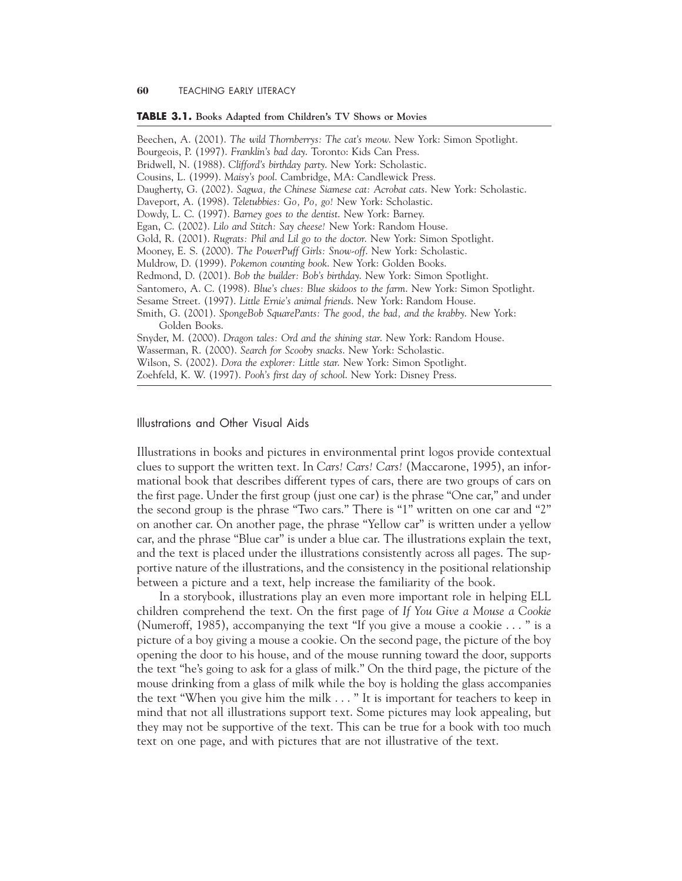**TABLE 3.1.** Books Adapted from Children's TV Shows or Movies

Beechen, A. (2001). *The wild Thornberrys: The cat's meow.* New York: Simon Spotlight.
Bourgeois, P. (1997). *Franklin's bad day.* Toronto: Kids Can Press.
Bridwell, N. (1988). *Clifford's birthday party.* New York: Scholastic.
Cousins, L. (1999). *Maisy's pool.* Cambridge, MA: Candlewick Press.
Daugherty, G. (2002). *Sagwa, the Chinese Siamese cat: Acrobat cats.* New York: Scholastic.
Daveport, A. (1998). *Teletubbies: Go, Po, go!* New York: Scholastic.
Dowdy, L. C. (1997). *Barney goes to the dentist.* New York: Barney.
Egan, C. (2002). *Lilo and Stitch: Say cheese!* New York: Random House.
Gold, R. (2001). *Rugrats: Phil and Lil go to the doctor.* New York: Simon Spotlight.
Mooney, E. S. (2000). *The PowerPuff Girls: Snow-off.* New York: Scholastic.
Muldrow, D. (1999). *Pokemon counting book.* New York: Golden Books.
Redmond, D. (2001). *Bob the builder: Bob's birthday.* New York: Simon Spotlight.
Santomero, A. C. (1998). *Blue's clues: Blue skidoos to the farm.* New York: Simon Spotlight.
Sesame Street. (1997). *Little Ernie's animal friends.* New York: Random House.
Smith, G. (2001). *SpongeBob SquarePants: The good, the bad, and the krabby.* New York: Golden Books.
Snyder, M. (2000). *Dragon tales: Ord and the shining star.* New York: Random House.
Wasserman, R. (2000). *Search for Scooby snacks.* New York: Scholastic.
Wilson, S. (2002). *Dora the explorer: Little star.* New York: Simon Spotlight.
Zoehfeld, K. W. (1997). *Pooh's first day of school.* New York: Disney Press.

## Illustrations and Other Visual Aids

Illustrations in books and pictures in environmental print logos provide contextual clues to support the written text. In *Cars! Cars! Cars!* (Maccarone, 1995), an informational book that describes different types of cars, there are two groups of cars on the first page. Under the first group (just one car) is the phrase "One car," and under the second group is the phrase "Two cars." There is "1" written on one car and "2" on another car. On another page, the phrase "Yellow car" is written under a yellow car, and the phrase "Blue car" is under a blue car. The illustrations explain the text, and the text is placed under the illustrations consistently across all pages. The supportive nature of the illustrations, and the consistency in the positional relationship between a picture and a text, help increase the familiarity of the book.

In a storybook, illustrations play an even more important role in helping ELL children comprehend the text. On the first page of *If You Give a Mouse a Cookie* (Numeroff, 1985), accompanying the text "If you give a mouse a cookie . . . " is a picture of a boy giving a mouse a cookie. On the second page, the picture of the boy opening the door to his house, and of the mouse running toward the door, supports the text "he's going to ask for a glass of milk." On the third page, the picture of the mouse drinking from a glass of milk while the boy is holding the glass accompanies the text "When you give him the milk . . . " It is important for teachers to keep in mind that not all illustrations support text. Some pictures may look appealing, but they may not be supportive of the text. This can be true for a book with too much text on one page, and with pictures that are not illustrative of the text.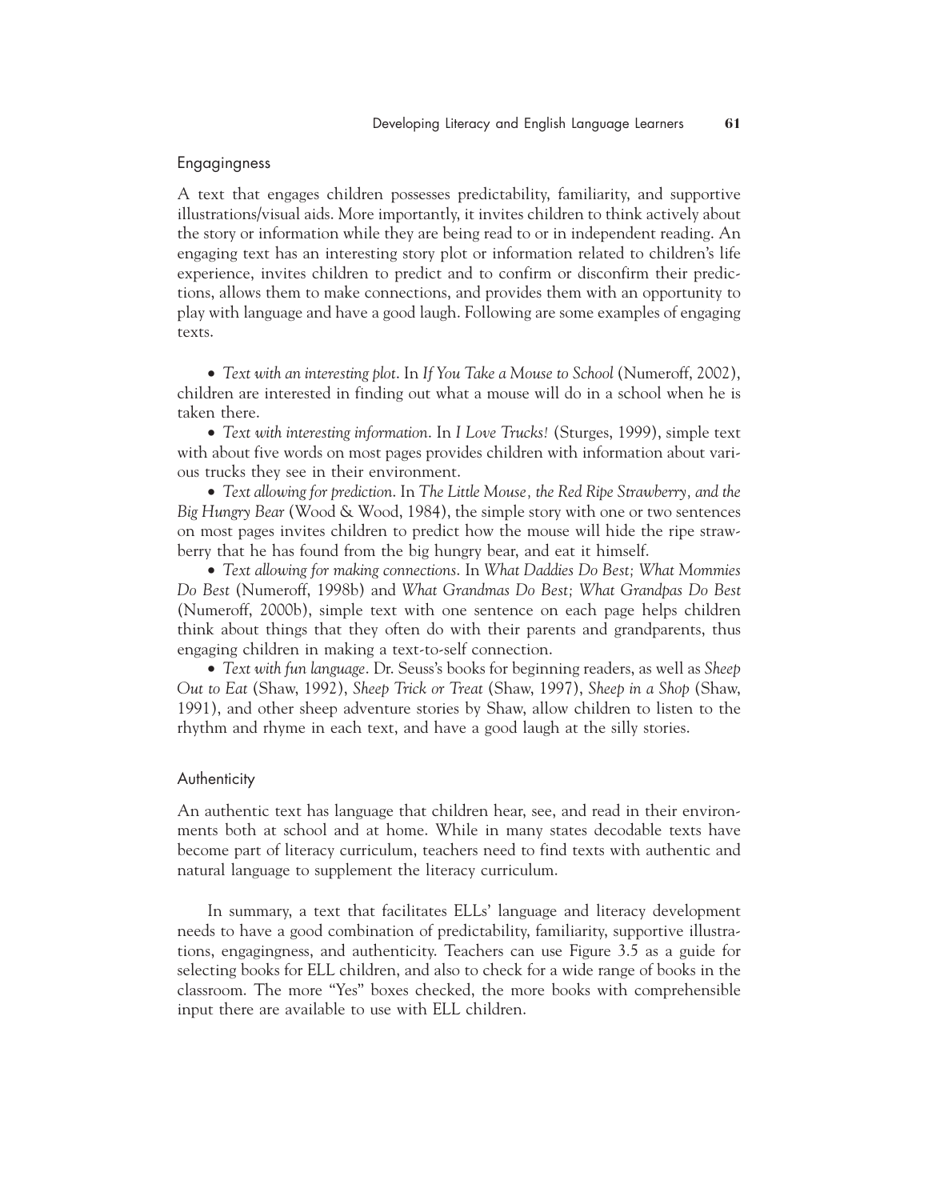### Engagingness

A text that engages children possesses predictability, familiarity, and supportive illustrations/visual aids. More importantly, it invites children to think actively about the story or information while they are being read to or in independent reading. An engaging text has an interesting story plot or information related to children's life experience, invites children to predict and to confirm or disconfirm their predictions, allows them to make connections, and provides them with an opportunity to play with language and have a good laugh. Following are some examples of engaging texts.

- *Text with an interesting plot*. In *If You Take a Mouse to School* (Numeroff, 2002), children are interested in finding out what a mouse will do in a school when he is taken there.
- *Text with interesting information*. In *I Love Trucks!* (Sturges, 1999), simple text with about five words on most pages provides children with information about various trucks they see in their environment.
- *Text allowing for prediction*. In *The Little Mouse, the Red Ripe Strawberry, and the Big Hungry Bear* (Wood & Wood, 1984), the simple story with one or two sentences on most pages invites children to predict how the mouse will hide the ripe strawberry that he has found from the big hungry bear, and eat it himself.
- *Text allowing for making connections*. In *What Daddies Do Best; What Mommies Do Best* (Numeroff, 1998b) and *What Grandmas Do Best; What Grandpas Do Best* (Numeroff, 2000b), simple text with one sentence on each page helps children think about things that they often do with their parents and grandparents, thus engaging children in making a text-to-self connection.
- *Text with fun language*. Dr. Seuss's books for beginning readers, as well as *Sheep Out to Eat* (Shaw, 1992), *Sheep Trick or Treat* (Shaw, 1997), *Sheep in a Shop* (Shaw, 1991), and other sheep adventure stories by Shaw, allow children to listen to the rhythm and rhyme in each text, and have a good laugh at the silly stories.

### Authenticity

An authentic text has language that children hear, see, and read in their environments both at school and at home. While in many states decodable texts have become part of literacy curriculum, teachers need to find texts with authentic and natural language to supplement the literacy curriculum.

In summary, a text that facilitates ELLs' language and literacy development needs to have a good combination of predictability, familiarity, supportive illustrations, engagingness, and authenticity. Teachers can use Figure 3.5 as a guide for selecting books for ELL children, and also to check for a wide range of books in the classroom. The more "Yes" boxes checked, the more books with comprehensible input there are available to use with ELL children.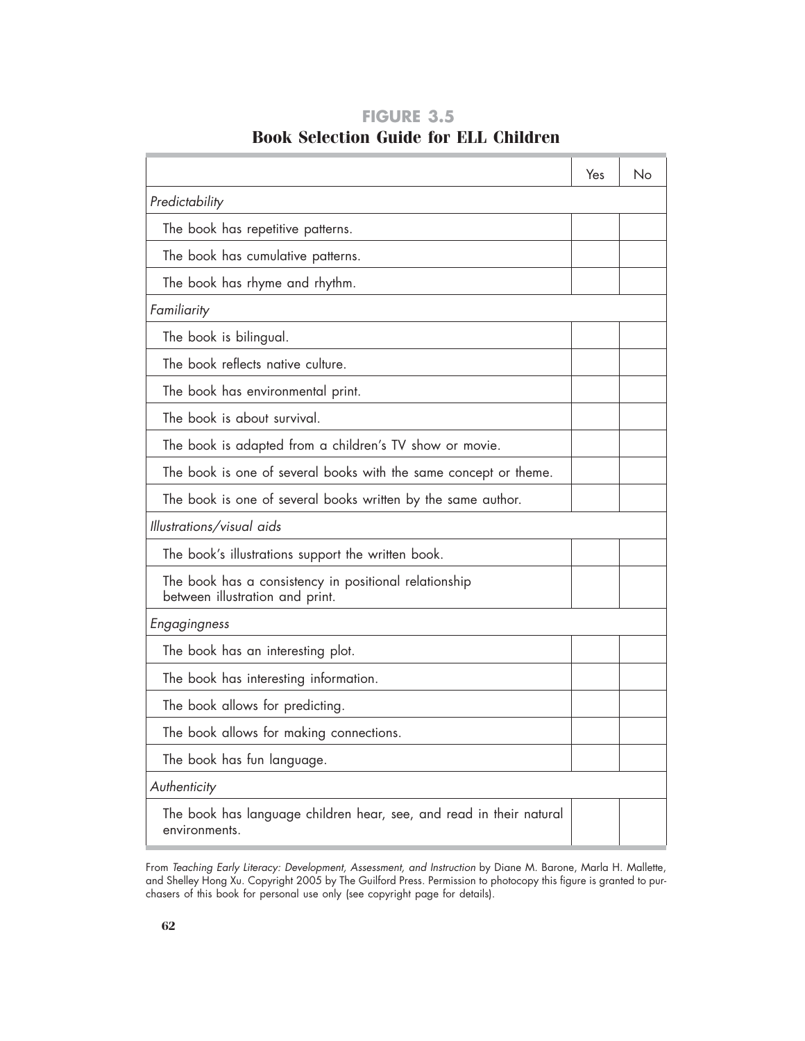## FIGURE 3.5

# Book Selection Guide for ELL Children

| | Yes | No |
|---|---|---|
| *Predictability* | | |
| The book has repetitive patterns. | | |
| The book has cumulative patterns. | | |
| The book has rhyme and rhythm. | | |
| *Familiarity* | | |
| The book is bilingual. | | |
| The book reflects native culture. | | |
| The book has environmental print. | | |
| The book is about survival. | | |
| The book is adapted from a children's TV show or movie. | | |
| The book is one of several books with the same concept or theme. | | |
| The book is one of several books written by the same author. | | |
| *Illustrations/visual aids* | | |
| The book's illustrations support the written book. | | |
| The book has a consistency in positional relationship between illustration and print. | | |
| *Engagingness* | | |
| The book has an interesting plot. | | |
| The book has interesting information. | | |
| The book allows for predicting. | | |
| The book allows for making connections. | | |
| The book has fun language. | | |
| *Authenticity* | | |
| The book has language children hear, see, and read in their natural environments. | | |

From *Teaching Early Literacy: Development, Assessment, and Instruction* by Diane M. Barone, Marla H. Mallette, and Shelley Hong Xu. Copyright 2005 by The Guilford Press. Permission to photocopy this figure is granted to purchasers of this book for personal use only (see copyright page for details).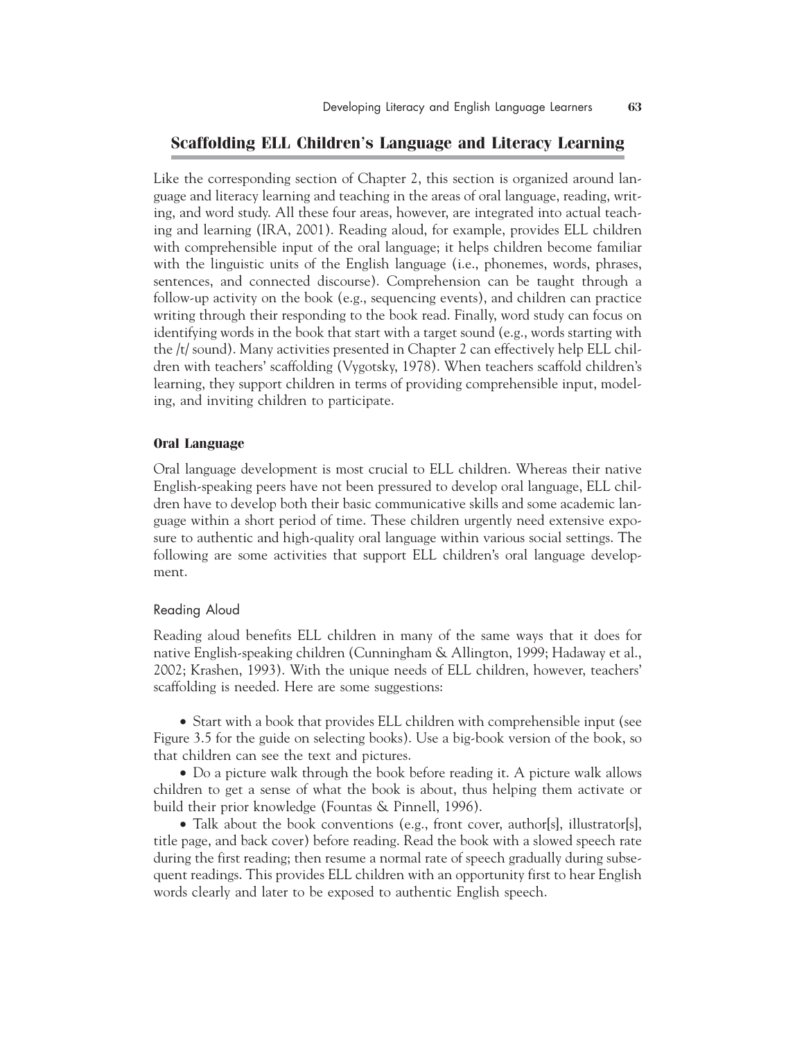## Scaffolding ELL Children's Language and Literacy Learning

Like the corresponding section of Chapter 2, this section is organized around language and literacy learning and teaching in the areas of oral language, reading, writing, and word study. All these four areas, however, are integrated into actual teaching and learning (IRA, 2001). Reading aloud, for example, provides ELL children with comprehensible input of the oral language; it helps children become familiar with the linguistic units of the English language (i.e., phonemes, words, phrases, sentences, and connected discourse). Comprehension can be taught through a follow-up activity on the book (e.g., sequencing events), and children can practice writing through their responding to the book read. Finally, word study can focus on identifying words in the book that start with a target sound (e.g., words starting with the /t/ sound). Many activities presented in Chapter 2 can effectively help ELL children with teachers' scaffolding (Vygotsky, 1978). When teachers scaffold children's learning, they support children in terms of providing comprehensible input, modeling, and inviting children to participate.

### Oral Language

Oral language development is most crucial to ELL children. Whereas their native English-speaking peers have not been pressured to develop oral language, ELL children have to develop both their basic communicative skills and some academic language within a short period of time. These children urgently need extensive exposure to authentic and high-quality oral language within various social settings. The following are some activities that support ELL children's oral language development.

#### Reading Aloud

Reading aloud benefits ELL children in many of the same ways that it does for native English-speaking children (Cunningham & Allington, 1999; Hadaway et al., 2002; Krashen, 1993). With the unique needs of ELL children, however, teachers' scaffolding is needed. Here are some suggestions:

- Start with a book that provides ELL children with comprehensible input (see Figure 3.5 for the guide on selecting books). Use a big-book version of the book, so that children can see the text and pictures.
- Do a picture walk through the book before reading it. A picture walk allows children to get a sense of what the book is about, thus helping them activate or build their prior knowledge (Fountas & Pinnell, 1996).
- Talk about the book conventions (e.g., front cover, author[s], illustrator[s], title page, and back cover) before reading. Read the book with a slowed speech rate during the first reading; then resume a normal rate of speech gradually during subsequent readings. This provides ELL children with an opportunity first to hear English words clearly and later to be exposed to authentic English speech.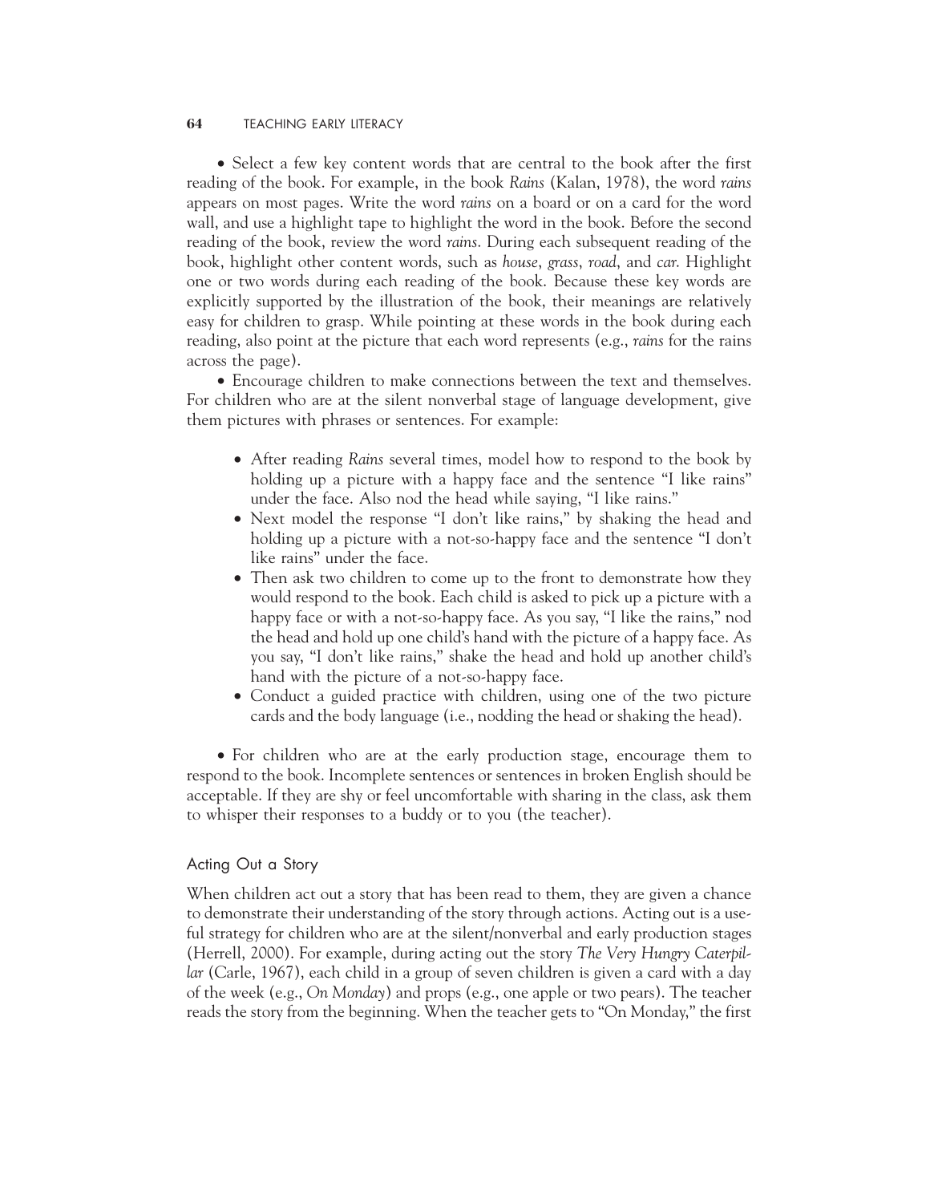- Select a few key content words that are central to the book after the first reading of the book. For example, in the book *Rains* (Kalan, 1978), the word *rains* appears on most pages. Write the word *rains* on a board or on a card for the word wall, and use a highlight tape to highlight the word in the book. Before the second reading of the book, review the word *rains*. During each subsequent reading of the book, highlight other content words, such as *house*, *grass*, *road*, and *car*. Highlight one or two words during each reading of the book. Because these key words are explicitly supported by the illustration of the book, their meanings are relatively easy for children to grasp. While pointing at these words in the book during each reading, also point at the picture that each word represents (e.g., *rains* for the rains across the page).
- Encourage children to make connections between the text and themselves. For children who are at the silent nonverbal stage of language development, give them pictures with phrases or sentences. For example:
  - After reading *Rains* several times, model how to respond to the book by holding up a picture with a happy face and the sentence "I like rains" under the face. Also nod the head while saying, "I like rains."
  - Next model the response "I don't like rains," by shaking the head and holding up a picture with a not-so-happy face and the sentence "I don't like rains" under the face.
  - Then ask two children to come up to the front to demonstrate how they would respond to the book. Each child is asked to pick up a picture with a happy face or with a not-so-happy face. As you say, "I like the rains," nod the head and hold up one child's hand with the picture of a happy face. As you say, "I don't like rains," shake the head and hold up another child's hand with the picture of a not-so-happy face.
  - Conduct a guided practice with children, using one of the two picture cards and the body language (i.e., nodding the head or shaking the head).
- For children who are at the early production stage, encourage them to respond to the book. Incomplete sentences or sentences in broken English should be acceptable. If they are shy or feel uncomfortable with sharing in the class, ask them to whisper their responses to a buddy or to you (the teacher).

### Acting Out a Story

When children act out a story that has been read to them, they are given a chance to demonstrate their understanding of the story through actions. Acting out is a useful strategy for children who are at the silent/nonverbal and early production stages (Herrell, 2000). For example, during acting out the story *The Very Hungry Caterpillar* (Carle, 1967), each child in a group of seven children is given a card with a day of the week (e.g., *On Monday*) and props (e.g., one apple or two pears). The teacher reads the story from the beginning. When the teacher gets to "On Monday," the first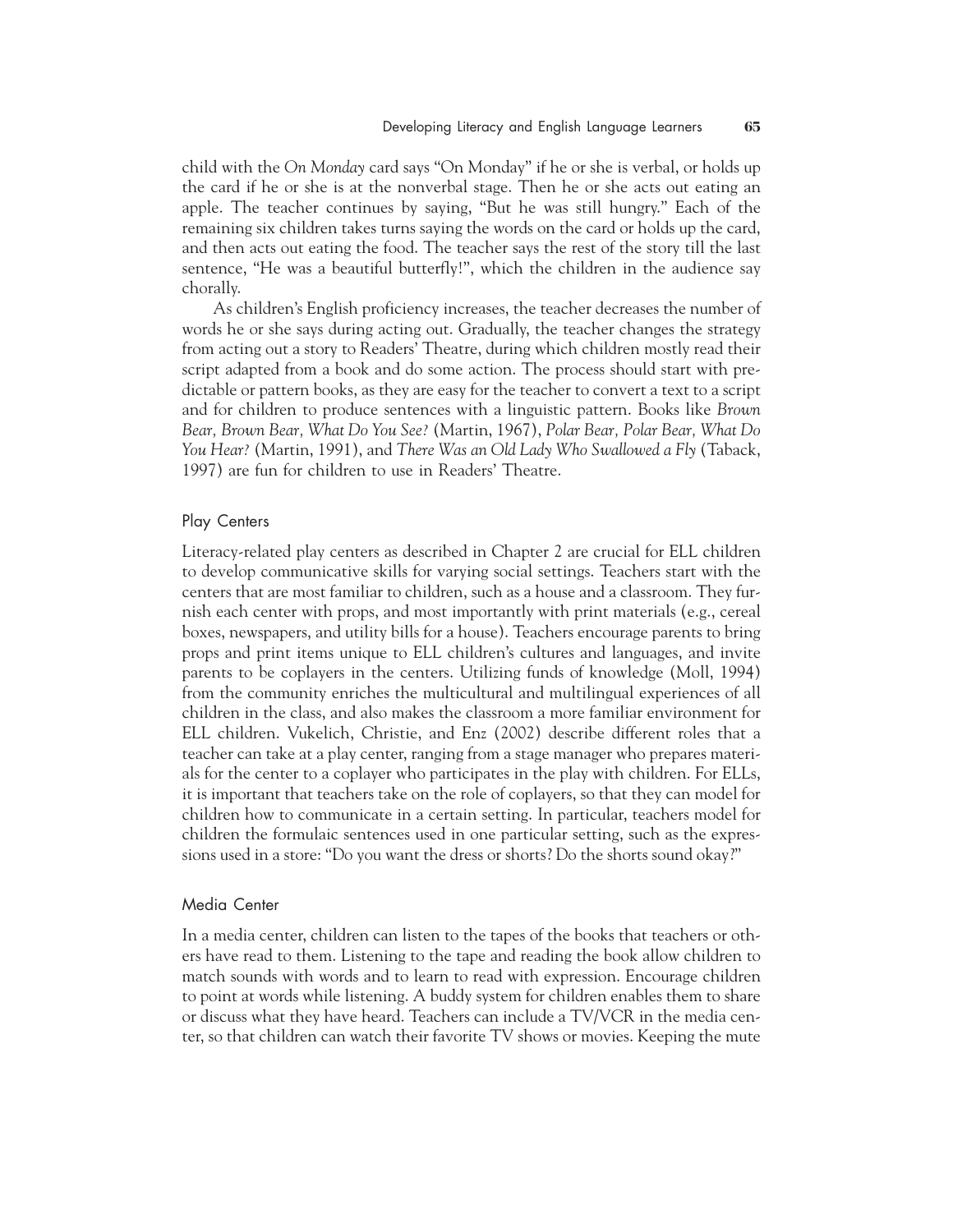child with the *On Monday* card says "On Monday" if he or she is verbal, or holds up the card if he or she is at the nonverbal stage. Then he or she acts out eating an apple. The teacher continues by saying, "But he was still hungry." Each of the remaining six children takes turns saying the words on the card or holds up the card, and then acts out eating the food. The teacher says the rest of the story till the last sentence, "He was a beautiful butterfly!", which the children in the audience say chorally.

As children's English proficiency increases, the teacher decreases the number of words he or she says during acting out. Gradually, the teacher changes the strategy from acting out a story to Readers' Theatre, during which children mostly read their script adapted from a book and do some action. The process should start with predictable or pattern books, as they are easy for the teacher to convert a text to a script and for children to produce sentences with a linguistic pattern. Books like *Brown Bear, Brown Bear, What Do You See?* (Martin, 1967), *Polar Bear, Polar Bear, What Do You Hear?* (Martin, 1991), and *There Was an Old Lady Who Swallowed a Fly* (Taback, 1997) are fun for children to use in Readers' Theatre.

### Play Centers

Literacy-related play centers as described in Chapter 2 are crucial for ELL children to develop communicative skills for varying social settings. Teachers start with the centers that are most familiar to children, such as a house and a classroom. They furnish each center with props, and most importantly with print materials (e.g., cereal boxes, newspapers, and utility bills for a house). Teachers encourage parents to bring props and print items unique to ELL children's cultures and languages, and invite parents to be coplayers in the centers. Utilizing funds of knowledge (Moll, 1994) from the community enriches the multicultural and multilingual experiences of all children in the class, and also makes the classroom a more familiar environment for ELL children. Vukelich, Christie, and Enz (2002) describe different roles that a teacher can take at a play center, ranging from a stage manager who prepares materials for the center to a coplayer who participates in the play with children. For ELLs, it is important that teachers take on the role of coplayers, so that they can model for children how to communicate in a certain setting. In particular, teachers model for children the formulaic sentences used in one particular setting, such as the expressions used in a store: "Do you want the dress or shorts? Do the shorts sound okay?"

### Media Center

In a media center, children can listen to the tapes of the books that teachers or others have read to them. Listening to the tape and reading the book allow children to match sounds with words and to learn to read with expression. Encourage children to point at words while listening. A buddy system for children enables them to share or discuss what they have heard. Teachers can include a TV/VCR in the media center, so that children can watch their favorite TV shows or movies. Keeping the mute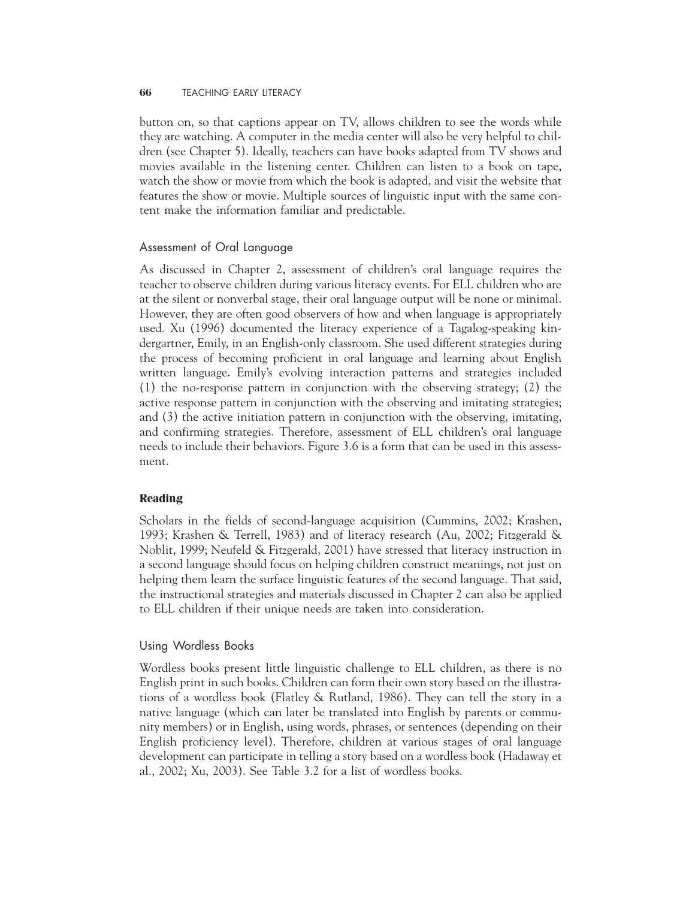button on, so that captions appear on TV, allows children to see the words while they are watching. A computer in the media center will also be very helpful to children (see Chapter 5). Ideally, teachers can have books adapted from TV shows and movies available in the listening center. Children can listen to a book on tape, watch the show or movie from which the book is adapted, and visit the website that features the show or movie. Multiple sources of linguistic input with the same content make the information familiar and predictable.

### Assessment of Oral Language

As discussed in Chapter 2, assessment of children's oral language requires the teacher to observe children during various literacy events. For ELL children who are at the silent or nonverbal stage, their oral language output will be none or minimal. However, they are often good observers of how and when language is appropriately used. Xu (1996) documented the literacy experience of a Tagalog-speaking kindergartner, Emily, in an English-only classroom. She used different strategies during the process of becoming proficient in oral language and learning about English written language. Emily's evolving interaction patterns and strategies included (1) the no-response pattern in conjunction with the observing strategy; (2) the active response pattern in conjunction with the observing and imitating strategies; and (3) the active initiation pattern in conjunction with the observing, imitating, and confirming strategies. Therefore, assessment of ELL children's oral language needs to include their behaviors. Figure 3.6 is a form that can be used in this assessment.

## Reading

Scholars in the fields of second-language acquisition (Cummins, 2002; Krashen, 1993; Krashen & Terrell, 1983) and of literacy research (Au, 2002; Fitzgerald & Noblit, 1999; Neufeld & Fitzgerald, 2001) have stressed that literacy instruction in a second language should focus on helping children construct meanings, not just on helping them learn the surface linguistic features of the second language. That said, the instructional strategies and materials discussed in Chapter 2 can also be applied to ELL children if their unique needs are taken into consideration.

### Using Wordless Books

Wordless books present little linguistic challenge to ELL children, as there is no English print in such books. Children can form their own story based on the illustrations of a wordless book (Flatley & Rutland, 1986). They can tell the story in a native language (which can later be translated into English by parents or community members) or in English, using words, phrases, or sentences (depending on their English proficiency level). Therefore, children at various stages of oral language development can participate in telling a story based on a wordless book (Hadaway et al., 2002; Xu, 2003). See Table 3.2 for a list of wordless books.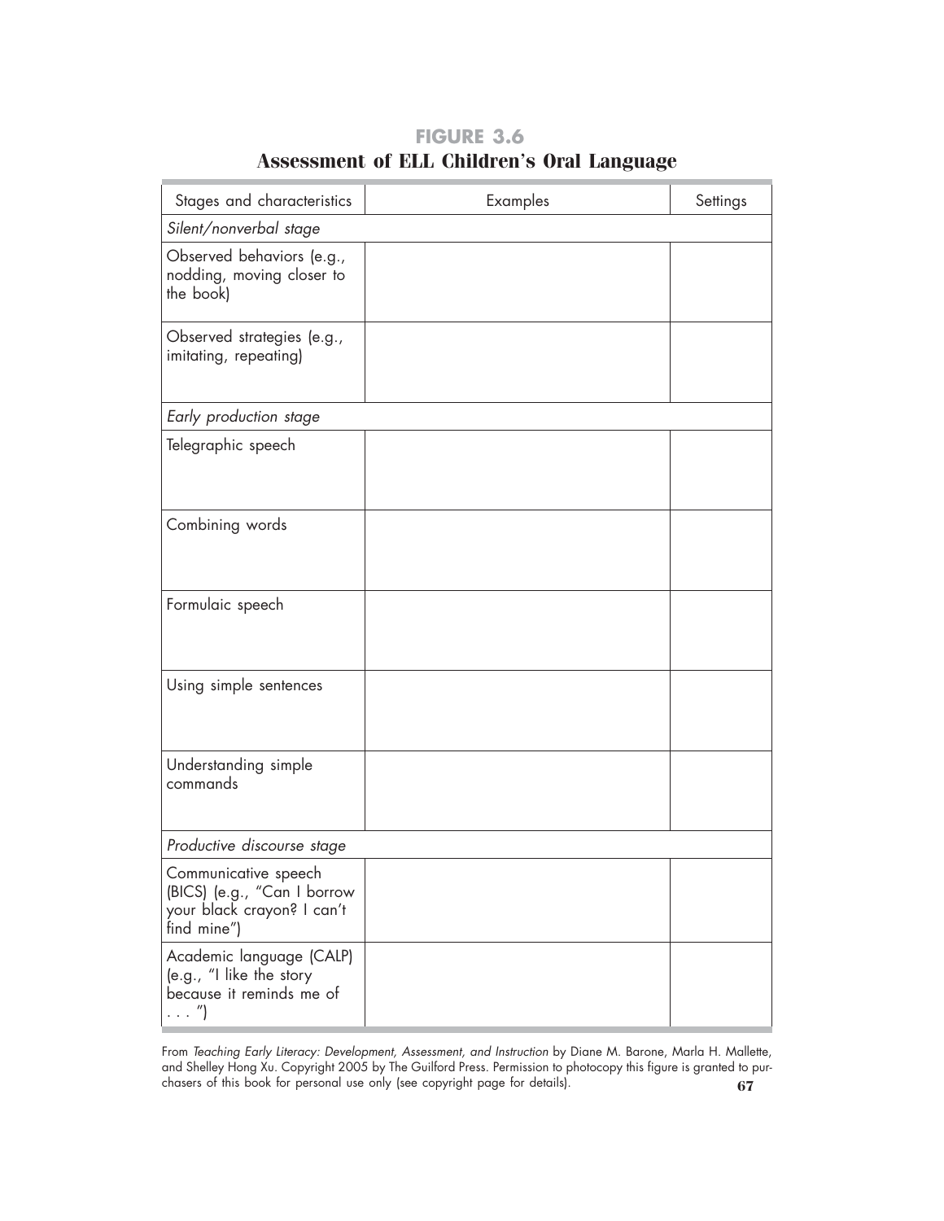**FIGURE 3.6**

## Assessment of ELL Children's Oral Language

| Stages and characteristics | Examples | Settings |
|---|---|---|
| *Silent/nonverbal stage* | | |
| Observed behaviors (e.g., nodding, moving closer to the book) | | |
| Observed strategies (e.g., imitating, repeating) | | |
| *Early production stage* | | |
| Telegraphic speech | | |
| Combining words | | |
| Formulaic speech | | |
| Using simple sentences | | |
| Understanding simple commands | | |
| *Productive discourse stage* | | |
| Communicative speech (BICS) (e.g., "Can I borrow your black crayon? I can't find mine") | | |
| Academic language (CALP) (e.g., "I like the story because it reminds me of . . . ") | | |

From *Teaching Early Literacy: Development, Assessment, and Instruction* by Diane M. Barone, Marla H. Mallette, and Shelley Hong Xu. Copyright 2005 by The Guilford Press. Permission to photocopy this figure is granted to purchasers of this book for personal use only (see copyright page for details).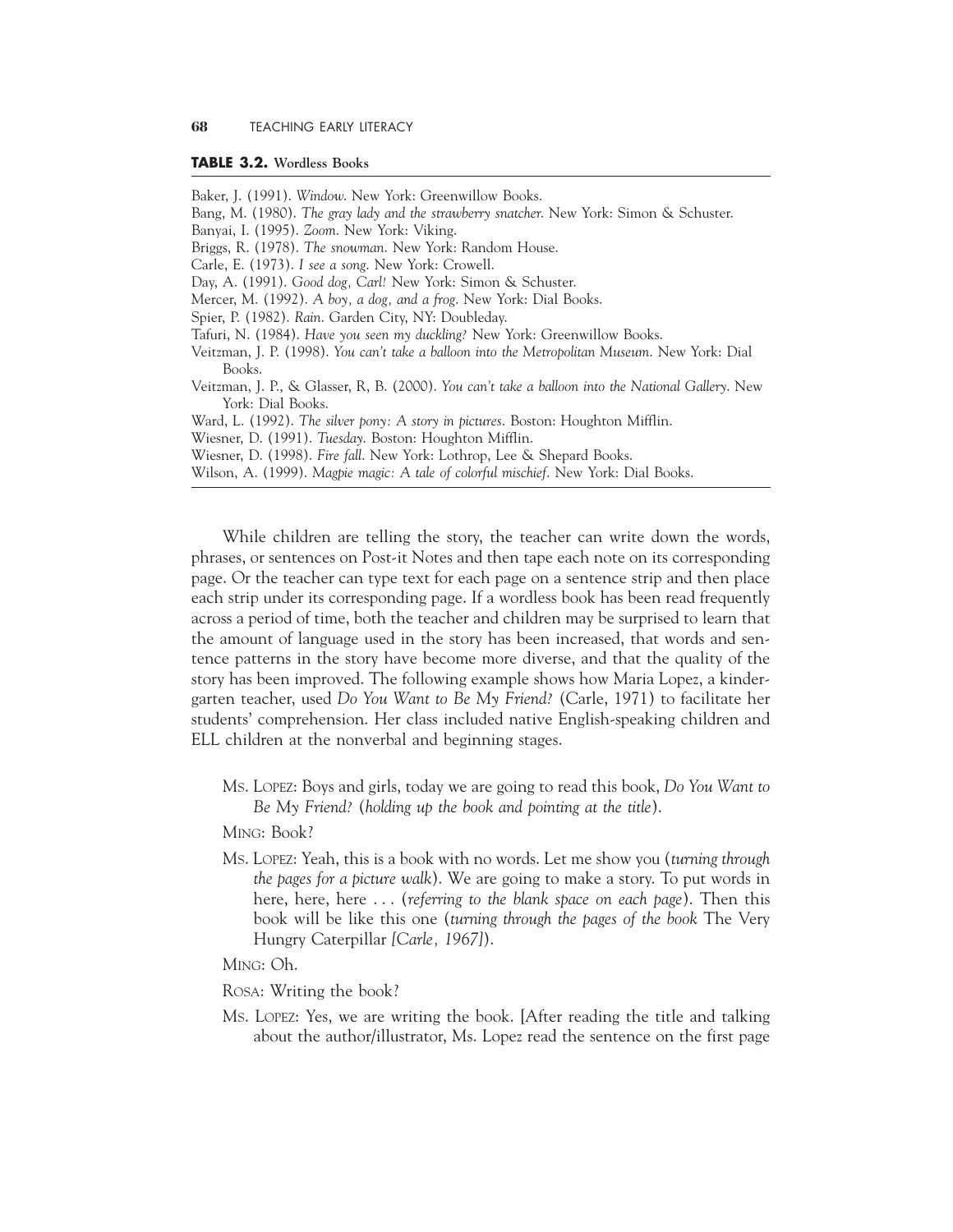**TABLE 3.2.** Wordless Books

Baker, J. (1991). *Window*. New York: Greenwillow Books.
Bang, M. (1980). *The gray lady and the strawberry snatcher*. New York: Simon & Schuster.
Banyai, I. (1995). *Zoom*. New York: Viking.
Briggs, R. (1978). *The snowman*. New York: Random House.
Carle, E. (1973). *I see a song*. New York: Crowell.
Day, A. (1991). *Good dog, Carl!* New York: Simon & Schuster.
Mercer, M. (1992). *A boy, a dog, and a frog*. New York: Dial Books.
Spier, P. (1982). *Rain*. Garden City, NY: Doubleday.
Tafuri, N. (1984). *Have you seen my duckling?* New York: Greenwillow Books.
Veitzman, J. P. (1998). *You can't take a balloon into the Metropolitan Museum*. New York: Dial Books.
Veitzman, J. P., & Glasser, R, B. (2000). *You can't take a balloon into the National Gallery*. New York: Dial Books.
Ward, L. (1992). *The silver pony: A story in pictures*. Boston: Houghton Mifflin.
Wiesner, D. (1991). *Tuesday*. Boston: Houghton Mifflin.
Wiesner, D. (1998). *Fire fall*. New York: Lothrop, Lee & Shepard Books.
Wilson, A. (1999). *Magpie magic: A tale of colorful mischief*. New York: Dial Books.

While children are telling the story, the teacher can write down the words, phrases, or sentences on Post-it Notes and then tape each note on its corresponding page. Or the teacher can type text for each page on a sentence strip and then place each strip under its corresponding page. If a wordless book has been read frequently across a period of time, both the teacher and children may be surprised to learn that the amount of language used in the story has been increased, that words and sentence patterns in the story have become more diverse, and that the quality of the story has been improved. The following example shows how Maria Lopez, a kindergarten teacher, used *Do You Want to Be My Friend?* (Carle, 1971) to facilitate her students' comprehension. Her class included native English-speaking children and ELL children at the nonverbal and beginning stages.

> MS. LOPEZ: Boys and girls, today we are going to read this book, *Do You Want to Be My Friend?* (*holding up the book and pointing at the title*).
>
> MING: Book?
>
> MS. LOPEZ: Yeah, this is a book with no words. Let me show you (*turning through the pages for a picture walk*). We are going to make a story. To put words in here, here, here . . . (*referring to the blank space on each page*). Then this book will be like this one (*turning through the pages of the book* The Very Hungry Caterpillar *[Carle, 1967]*).
>
> MING: Oh.
>
> ROSA: Writing the book?
>
> MS. LOPEZ: Yes, we are writing the book. [After reading the title and talking about the author/illustrator, Ms. Lopez read the sentence on the first page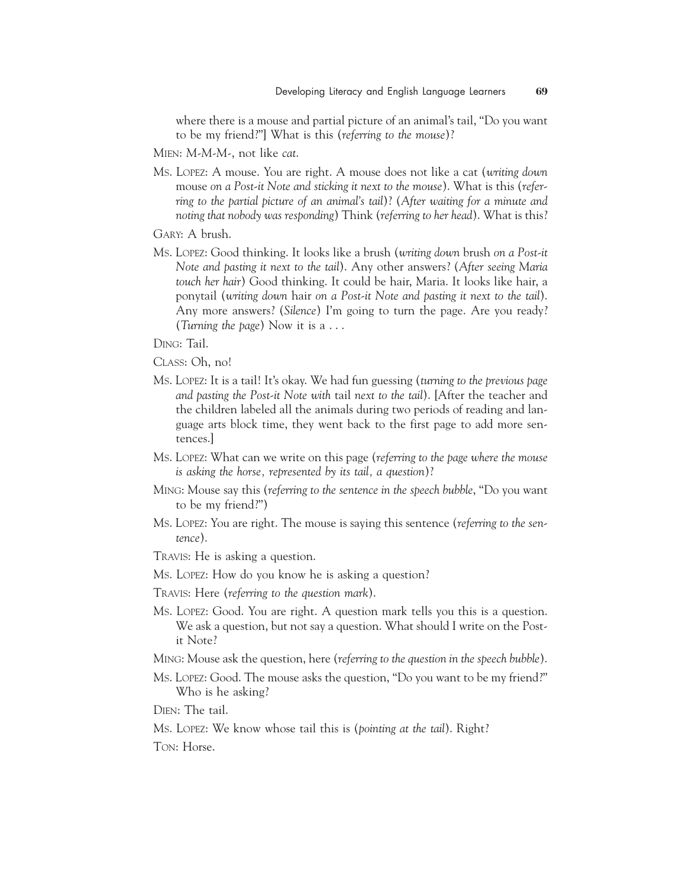where there is a mouse and partial picture of an animal's tail, "Do you want to be my friend?"] What is this (*referring to the mouse*)?

MIEN: M-M-M-, not like *cat*.

MS. LOPEZ: A mouse. You are right. A mouse does not like a cat (*writing down* mouse *on a Post-it Note and sticking it next to the mouse*). What is this (*referring to the partial picture of an animal's tail*)? (*After waiting for a minute and noting that nobody was responding*) Think (*referring to her head*). What is this?

GARY: A brush.

MS. LOPEZ: Good thinking. It looks like a brush (*writing down* brush *on a Post-it Note and pasting it next to the tail*). Any other answers? (*After seeing Maria touch her hair*) Good thinking. It could be hair, Maria. It looks like hair, a ponytail (*writing down* hair *on a Post-it Note and pasting it next to the tail*). Any more answers? (*Silence*) I'm going to turn the page. Are you ready? (*Turning the page*) Now it is a . . .

DING: Tail.

CLASS: Oh, no!

MS. LOPEZ: It is a tail! It's okay. We had fun guessing (*turning to the previous page and pasting the Post-it Note with* tail *next to the tail*). [After the teacher and the children labeled all the animals during two periods of reading and language arts block time, they went back to the first page to add more sentences.]

MS. LOPEZ: What can we write on this page (*referring to the page where the mouse is asking the horse, represented by its tail, a question*)?

MING: Mouse say this (*referring to the sentence in the speech bubble*, "Do you want to be my friend?")

MS. LOPEZ: You are right. The mouse is saying this sentence (*referring to the sentence*).

TRAVIS: He is asking a question.

MS. LOPEZ: How do you know he is asking a question?

TRAVIS: Here (*referring to the question mark*).

MS. LOPEZ: Good. You are right. A question mark tells you this is a question. We ask a question, but not say a question. What should I write on the Post-it Note?

MING: Mouse ask the question, here (*referring to the question in the speech bubble*).

MS. LOPEZ: Good. The mouse asks the question, "Do you want to be my friend?" Who is he asking?

DIEN: The tail.

MS. LOPEZ: We know whose tail this is (*pointing at the tail*). Right?

TON: Horse.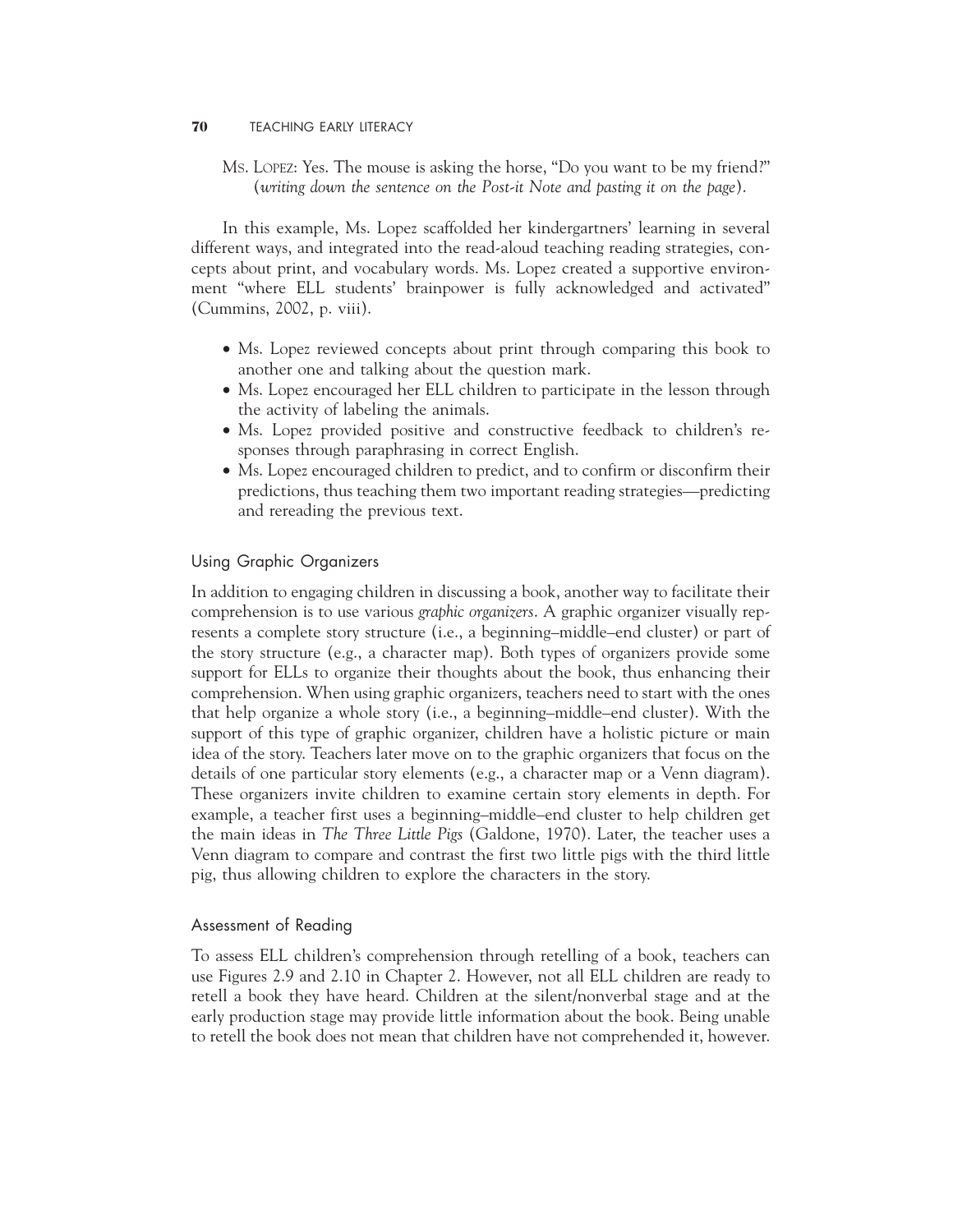MS. LOPEZ: Yes. The mouse is asking the horse, "Do you want to be my friend?" (*writing down the sentence on the Post-it Note and pasting it on the page*).

In this example, Ms. Lopez scaffolded her kindergartners' learning in several different ways, and integrated into the read-aloud teaching reading strategies, concepts about print, and vocabulary words. Ms. Lopez created a supportive environment "where ELL students' brainpower is fully acknowledged and activated" (Cummins, 2002, p. viii).

- Ms. Lopez reviewed concepts about print through comparing this book to another one and talking about the question mark.
- Ms. Lopez encouraged her ELL children to participate in the lesson through the activity of labeling the animals.
- Ms. Lopez provided positive and constructive feedback to children's responses through paraphrasing in correct English.
- Ms. Lopez encouraged children to predict, and to confirm or disconfirm their predictions, thus teaching them two important reading strategies—predicting and rereading the previous text.

### Using Graphic Organizers

In addition to engaging children in discussing a book, another way to facilitate their comprehension is to use various *graphic organizers*. A graphic organizer visually represents a complete story structure (i.e., a beginning–middle–end cluster) or part of the story structure (e.g., a character map). Both types of organizers provide some support for ELLs to organize their thoughts about the book, thus enhancing their comprehension. When using graphic organizers, teachers need to start with the ones that help organize a whole story (i.e., a beginning–middle–end cluster). With the support of this type of graphic organizer, children have a holistic picture or main idea of the story. Teachers later move on to the graphic organizers that focus on the details of one particular story elements (e.g., a character map or a Venn diagram). These organizers invite children to examine certain story elements in depth. For example, a teacher first uses a beginning–middle–end cluster to help children get the main ideas in *The Three Little Pigs* (Galdone, 1970). Later, the teacher uses a Venn diagram to compare and contrast the first two little pigs with the third little pig, thus allowing children to explore the characters in the story.

### Assessment of Reading

To assess ELL children's comprehension through retelling of a book, teachers can use Figures 2.9 and 2.10 in Chapter 2. However, not all ELL children are ready to retell a book they have heard. Children at the silent/nonverbal stage and at the early production stage may provide little information about the book. Being unable to retell the book does not mean that children have not comprehended it, however.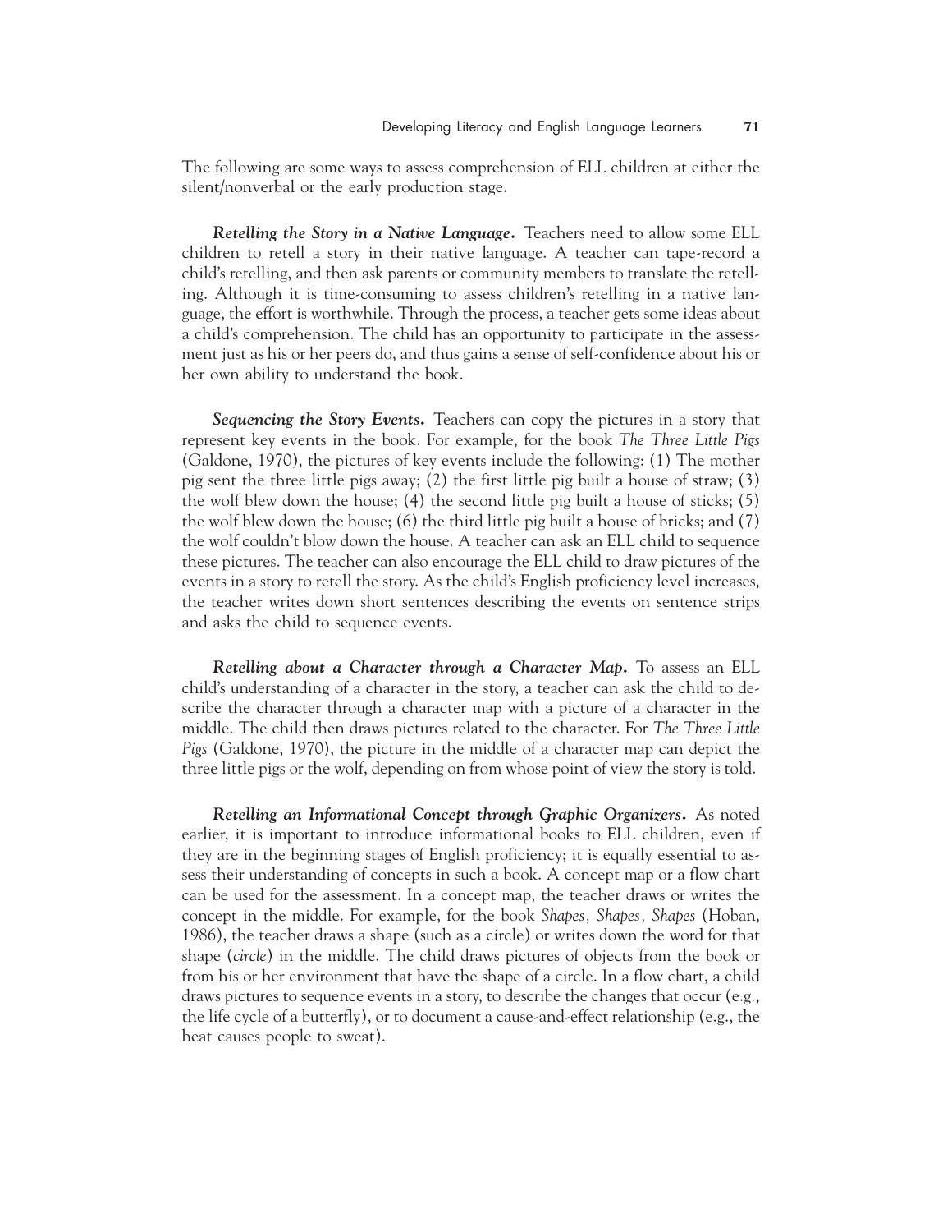The following are some ways to assess comprehension of ELL children at either the silent/nonverbal or the early production stage.

***Retelling the Story in a Native Language.*** Teachers need to allow some ELL children to retell a story in their native language. A teacher can tape-record a child's retelling, and then ask parents or community members to translate the retelling. Although it is time-consuming to assess children's retelling in a native language, the effort is worthwhile. Through the process, a teacher gets some ideas about a child's comprehension. The child has an opportunity to participate in the assessment just as his or her peers do, and thus gains a sense of self-confidence about his or her own ability to understand the book.

***Sequencing the Story Events.*** Teachers can copy the pictures in a story that represent key events in the book. For example, for the book *The Three Little Pigs* (Galdone, 1970), the pictures of key events include the following: (1) The mother pig sent the three little pigs away; (2) the first little pig built a house of straw; (3) the wolf blew down the house; (4) the second little pig built a house of sticks; (5) the wolf blew down the house; (6) the third little pig built a house of bricks; and (7) the wolf couldn't blow down the house. A teacher can ask an ELL child to sequence these pictures. The teacher can also encourage the ELL child to draw pictures of the events in a story to retell the story. As the child's English proficiency level increases, the teacher writes down short sentences describing the events on sentence strips and asks the child to sequence events.

***Retelling about a Character through a Character Map.*** To assess an ELL child's understanding of a character in the story, a teacher can ask the child to describe the character through a character map with a picture of a character in the middle. The child then draws pictures related to the character. For *The Three Little Pigs* (Galdone, 1970), the picture in the middle of a character map can depict the three little pigs or the wolf, depending on from whose point of view the story is told.

***Retelling an Informational Concept through Graphic Organizers.*** As noted earlier, it is important to introduce informational books to ELL children, even if they are in the beginning stages of English proficiency; it is equally essential to assess their understanding of concepts in such a book. A concept map or a flow chart can be used for the assessment. In a concept map, the teacher draws or writes the concept in the middle. For example, for the book *Shapes, Shapes, Shapes* (Hoban, 1986), the teacher draws a shape (such as a circle) or writes down the word for that shape (*circle*) in the middle. The child draws pictures of objects from the book or from his or her environment that have the shape of a circle. In a flow chart, a child draws pictures to sequence events in a story, to describe the changes that occur (e.g., the life cycle of a butterfly), or to document a cause-and-effect relationship (e.g., the heat causes people to sweat).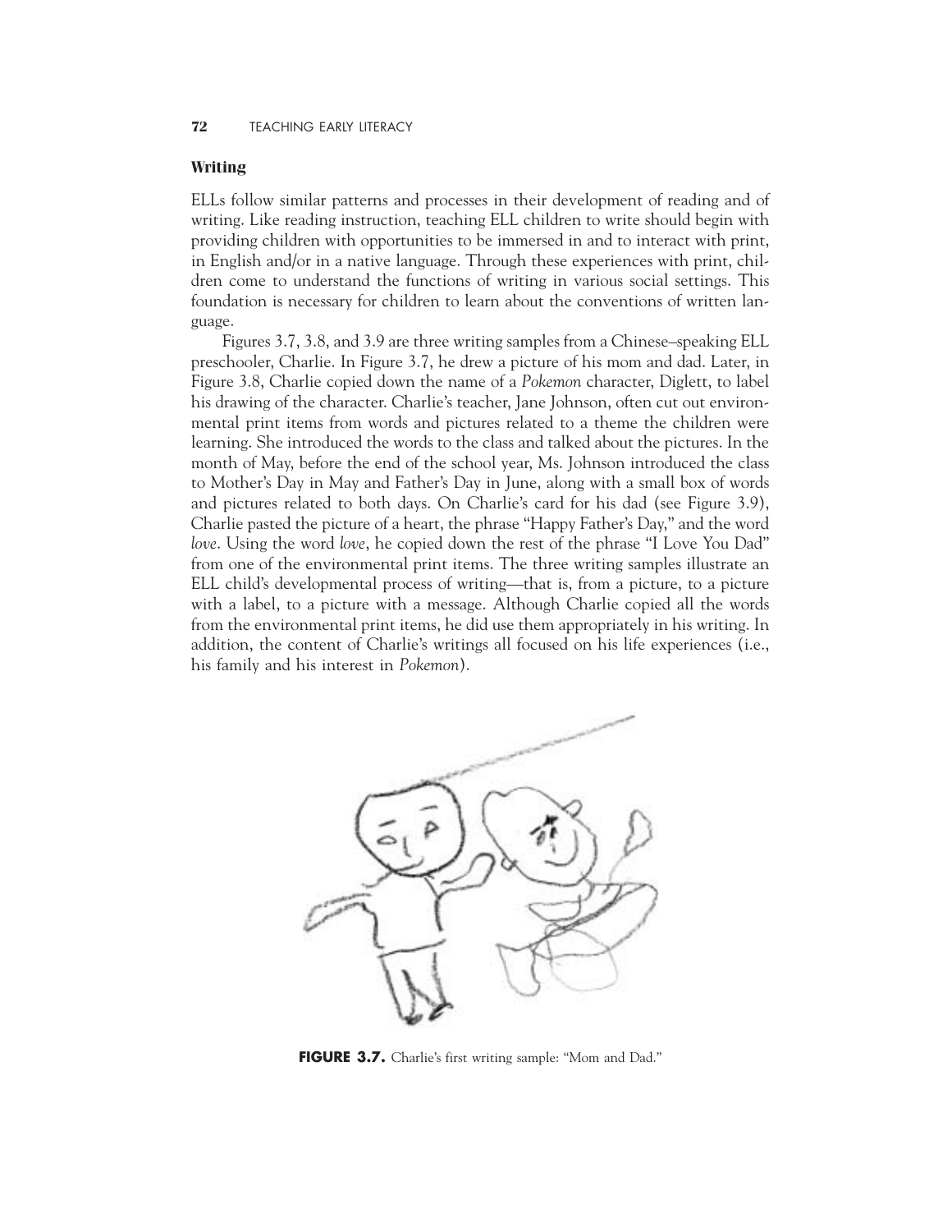### Writing

ELLs follow similar patterns and processes in their development of reading and of writing. Like reading instruction, teaching ELL children to write should begin with providing children with opportunities to be immersed in and to interact with print, in English and/or in a native language. Through these experiences with print, children come to understand the functions of writing in various social settings. This foundation is necessary for children to learn about the conventions of written language.

Figures 3.7, 3.8, and 3.9 are three writing samples from a Chinese–speaking ELL preschooler, Charlie. In Figure 3.7, he drew a picture of his mom and dad. Later, in Figure 3.8, Charlie copied down the name of a *Pokemon* character, Diglett, to label his drawing of the character. Charlie's teacher, Jane Johnson, often cut out environmental print items from words and pictures related to a theme the children were learning. She introduced the words to the class and talked about the pictures. In the month of May, before the end of the school year, Ms. Johnson introduced the class to Mother's Day in May and Father's Day in June, along with a small box of words and pictures related to both days. On Charlie's card for his dad (see Figure 3.9), Charlie pasted the picture of a heart, the phrase "Happy Father's Day," and the word *love*. Using the word *love*, he copied down the rest of the phrase "I Love You Dad" from one of the environmental print items. The three writing samples illustrate an ELL child's developmental process of writing—that is, from a picture, to a picture with a label, to a picture with a message. Although Charlie copied all the words from the environmental print items, he did use them appropriately in his writing. In addition, the content of Charlie's writings all focused on his life experiences (i.e., his family and his interest in *Pokemon*).

**FIGURE 3.7.** Charlie's first writing sample: "Mom and Dad."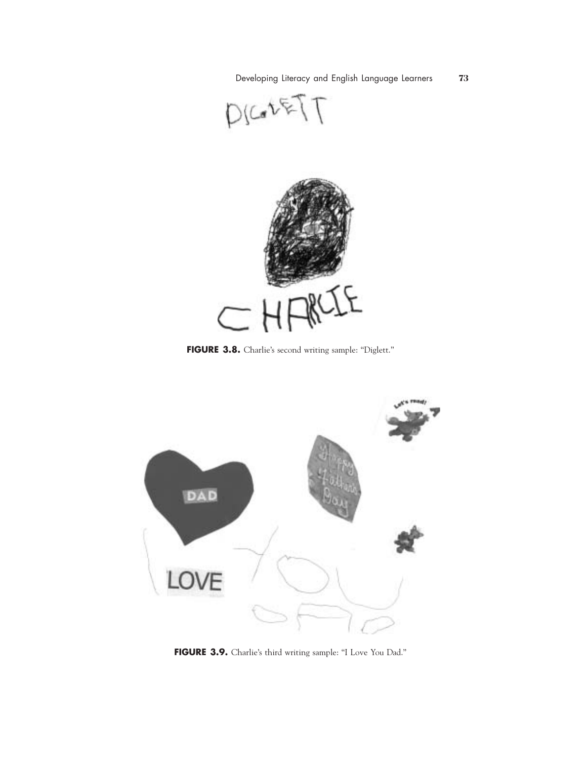**FIGURE 3.8.** Charlie's second writing sample: "Diglett."

**FIGURE 3.9.** Charlie's third writing sample: "I Love You Dad."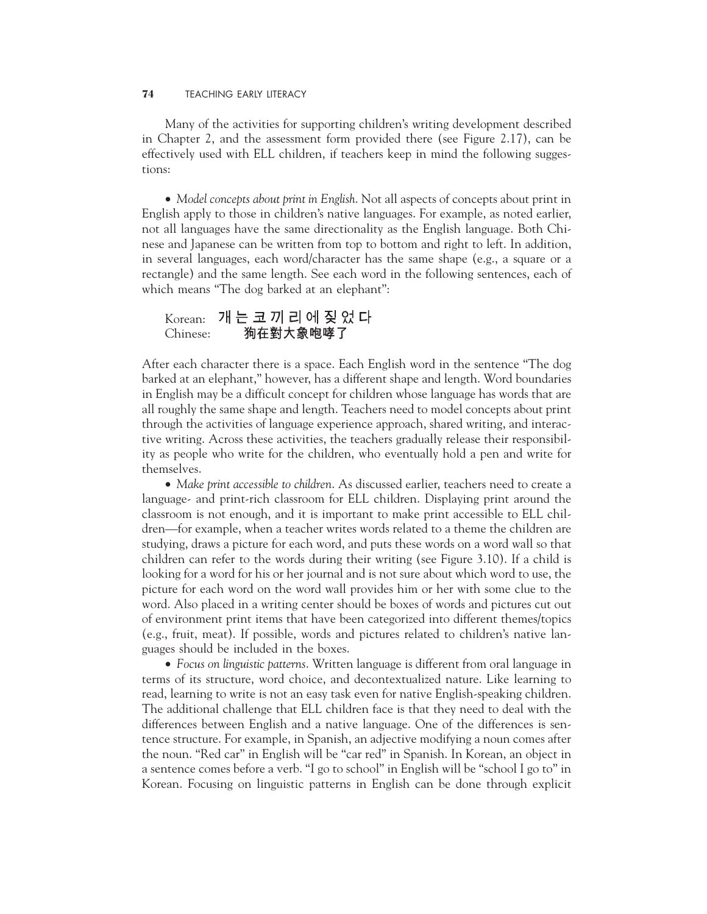Many of the activities for supporting children's writing development described in Chapter 2, and the assessment form provided there (see Figure 2.17), can be effectively used with ELL children, if teachers keep in mind the following suggestions:

- *Model concepts about print in English.* Not all aspects of concepts about print in English apply to those in children's native languages. For example, as noted earlier, not all languages have the same directionality as the English language. Both Chinese and Japanese can be written from top to bottom and right to left. In addition, in several languages, each word/character has the same shape (e.g., a square or a rectangle) and the same length. See each word in the following sentences, each of which means "The dog barked at an elephant":

Korean: 개 는 코 끼 리 에 짖 었 다
Chinese: 狗在對大象咆哮了

After each character there is a space. Each English word in the sentence "The dog barked at an elephant," however, has a different shape and length. Word boundaries in English may be a difficult concept for children whose language has words that are all roughly the same shape and length. Teachers need to model concepts about print through the activities of language experience approach, shared writing, and interactive writing. Across these activities, the teachers gradually release their responsibility as people who write for the children, who eventually hold a pen and write for themselves.

- *Make print accessible to children.* As discussed earlier, teachers need to create a language- and print-rich classroom for ELL children. Displaying print around the classroom is not enough, and it is important to make print accessible to ELL children—for example, when a teacher writes words related to a theme the children are studying, draws a picture for each word, and puts these words on a word wall so that children can refer to the words during their writing (see Figure 3.10). If a child is looking for a word for his or her journal and is not sure about which word to use, the picture for each word on the word wall provides him or her with some clue to the word. Also placed in a writing center should be boxes of words and pictures cut out of environment print items that have been categorized into different themes/topics (e.g., fruit, meat). If possible, words and pictures related to children's native languages should be included in the boxes.

- *Focus on linguistic patterns.* Written language is different from oral language in terms of its structure, word choice, and decontextualized nature. Like learning to read, learning to write is not an easy task even for native English-speaking children. The additional challenge that ELL children face is that they need to deal with the differences between English and a native language. One of the differences is sentence structure. For example, in Spanish, an adjective modifying a noun comes after the noun. "Red car" in English will be "car red" in Spanish. In Korean, an object in a sentence comes before a verb. "I go to school" in English will be "school I go to" in Korean. Focusing on linguistic patterns in English can be done through explicit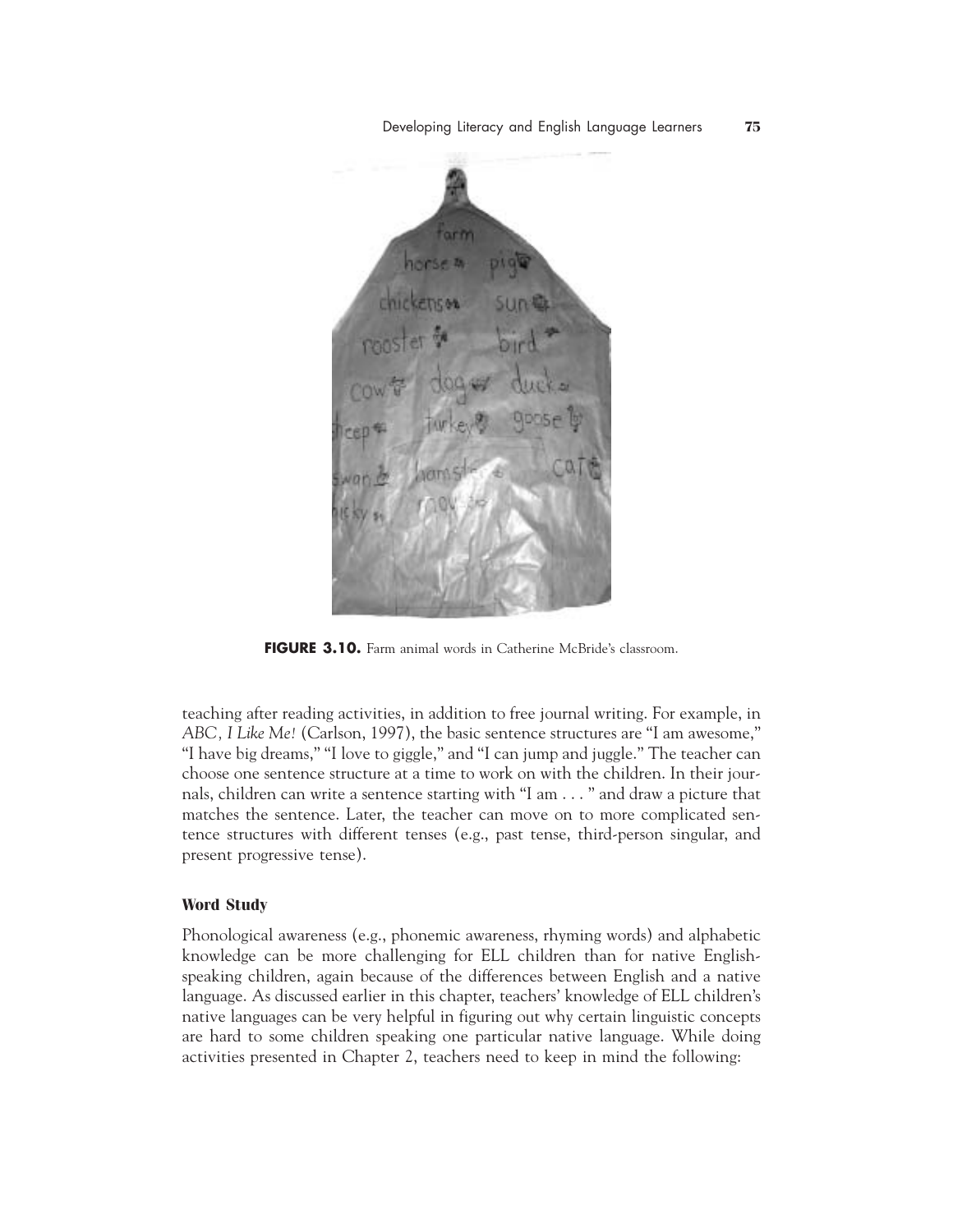FIGURE 3.10. Farm animal words in Catherine McBride's classroom.

teaching after reading activities, in addition to free journal writing. For example, in *ABC, I Like Me!* (Carlson, 1997), the basic sentence structures are "I am awesome," "I have big dreams," "I love to giggle," and "I can jump and juggle." The teacher can choose one sentence structure at a time to work on with the children. In their journals, children can write a sentence starting with "I am . . . " and draw a picture that matches the sentence. Later, the teacher can move on to more complicated sentence structures with different tenses (e.g., past tense, third-person singular, and present progressive tense).

### Word Study

Phonological awareness (e.g., phonemic awareness, rhyming words) and alphabetic knowledge can be more challenging for ELL children than for native English-speaking children, again because of the differences between English and a native language. As discussed earlier in this chapter, teachers' knowledge of ELL children's native languages can be very helpful in figuring out why certain linguistic concepts are hard to some children speaking one particular native language. While doing activities presented in Chapter 2, teachers need to keep in mind the following: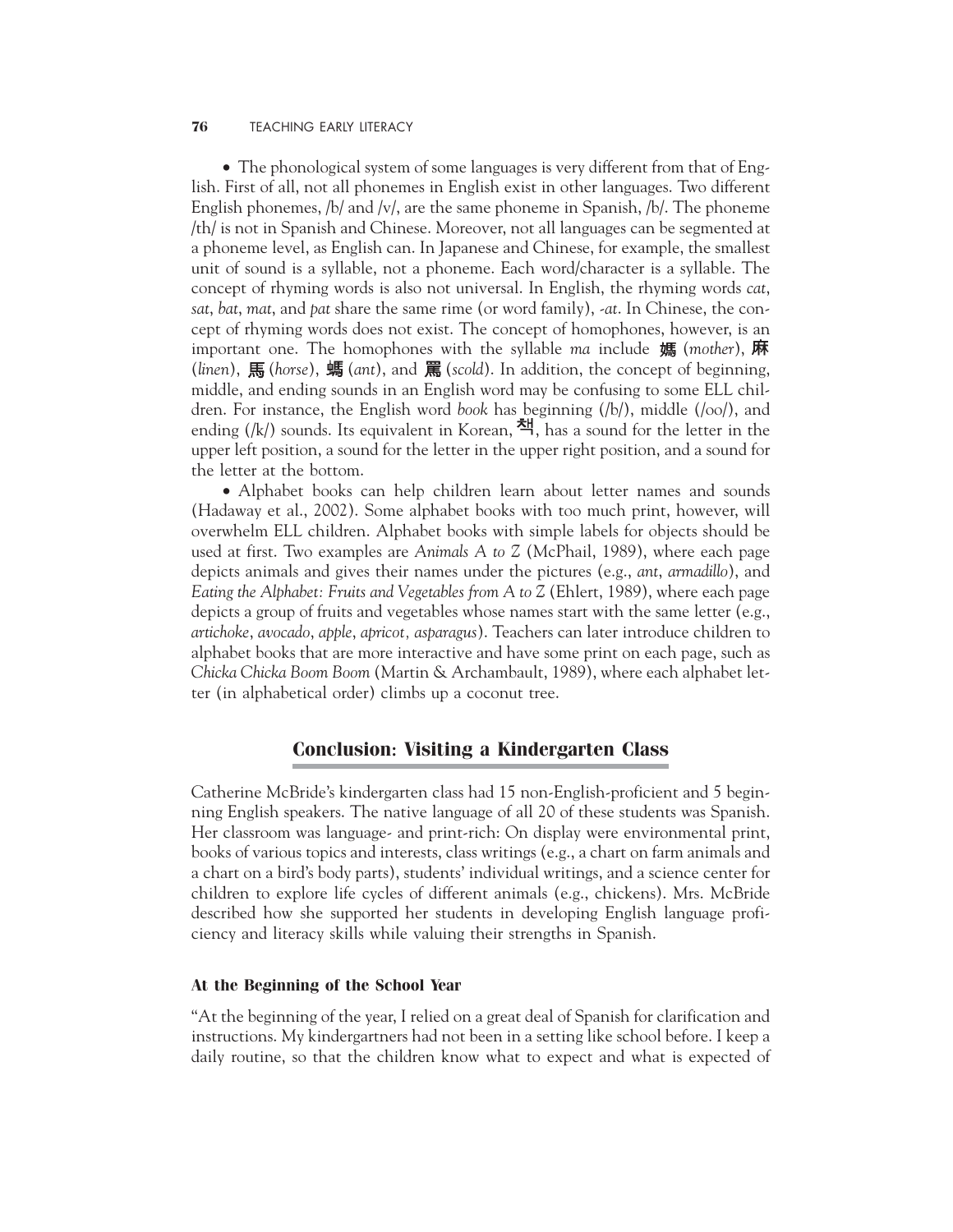• The phonological system of some languages is very different from that of English. First of all, not all phonemes in English exist in other languages. Two different English phonemes, /b/ and /v/, are the same phoneme in Spanish, /b/. The phoneme /th/ is not in Spanish and Chinese. Moreover, not all languages can be segmented at a phoneme level, as English can. In Japanese and Chinese, for example, the smallest unit of sound is a syllable, not a phoneme. Each word/character is a syllable. The concept of rhyming words is also not universal. In English, the rhyming words *cat*, *sat*, *bat*, *mat*, and *pat* share the same rime (or word family), *-at*. In Chinese, the concept of rhyming words does not exist. The concept of homophones, however, is an important one. The homophones with the syllable *ma* include 媽 (*mother*), 麻 (*linen*), 馬 (*horse*), 螞 (*ant*), and 罵 (*scold*). In addition, the concept of beginning, middle, and ending sounds in an English word may be confusing to some ELL children. For instance, the English word *book* has beginning (/b/), middle (/oo/), and ending (/k/) sounds. Its equivalent in Korean, 책, has a sound for the letter in the upper left position, a sound for the letter in the upper right position, and a sound for the letter at the bottom.

• Alphabet books can help children learn about letter names and sounds (Hadaway et al., 2002). Some alphabet books with too much print, however, will overwhelm ELL children. Alphabet books with simple labels for objects should be used at first. Two examples are *Animals A to Z* (McPhail, 1989), where each page depicts animals and gives their names under the pictures (e.g., *ant*, *armadillo*), and *Eating the Alphabet: Fruits and Vegetables from A to Z* (Ehlert, 1989), where each page depicts a group of fruits and vegetables whose names start with the same letter (e.g., *artichoke*, *avocado*, *apple*, *apricot, asparagus*). Teachers can later introduce children to alphabet books that are more interactive and have some print on each page, such as *Chicka Chicka Boom Boom* (Martin & Archambault, 1989), where each alphabet letter (in alphabetical order) climbs up a coconut tree.

## Conclusion: Visiting a Kindergarten Class

Catherine McBride's kindergarten class had 15 non-English-proficient and 5 beginning English speakers. The native language of all 20 of these students was Spanish. Her classroom was language- and print-rich: On display were environmental print, books of various topics and interests, class writings (e.g., a chart on farm animals and a chart on a bird's body parts), students' individual writings, and a science center for children to explore life cycles of different animals (e.g., chickens). Mrs. McBride described how she supported her students in developing English language proficiency and literacy skills while valuing their strengths in Spanish.

### At the Beginning of the School Year

"At the beginning of the year, I relied on a great deal of Spanish for clarification and instructions. My kindergartners had not been in a setting like school before. I keep a daily routine, so that the children know what to expect and what is expected of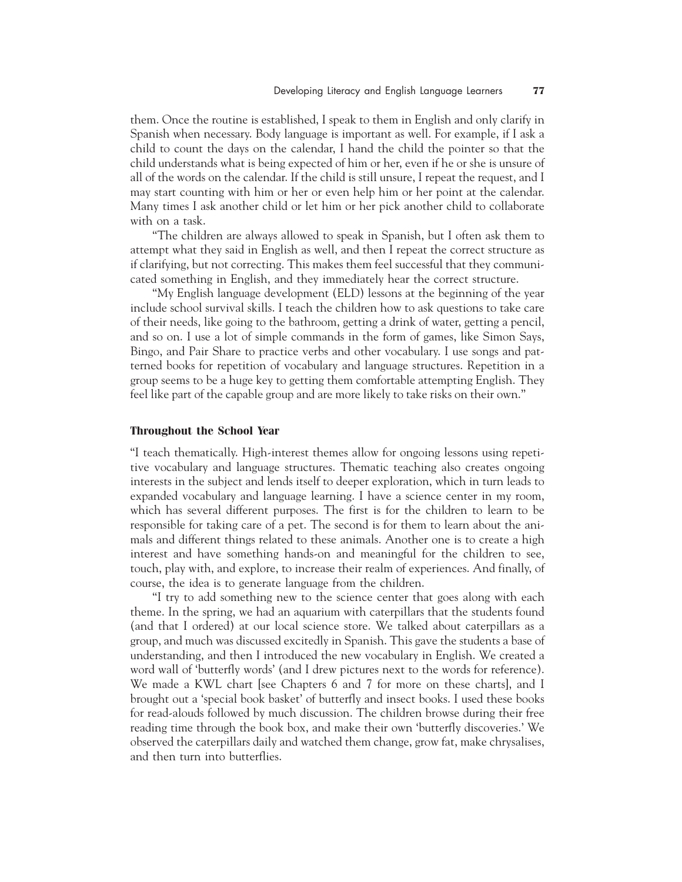them. Once the routine is established, I speak to them in English and only clarify in Spanish when necessary. Body language is important as well. For example, if I ask a child to count the days on the calendar, I hand the child the pointer so that the child understands what is being expected of him or her, even if he or she is unsure of all of the words on the calendar. If the child is still unsure, I repeat the request, and I may start counting with him or her or even help him or her point at the calendar. Many times I ask another child or let him or her pick another child to collaborate with on a task.

"The children are always allowed to speak in Spanish, but I often ask them to attempt what they said in English as well, and then I repeat the correct structure as if clarifying, but not correcting. This makes them feel successful that they communicated something in English, and they immediately hear the correct structure.

"My English language development (ELD) lessons at the beginning of the year include school survival skills. I teach the children how to ask questions to take care of their needs, like going to the bathroom, getting a drink of water, getting a pencil, and so on. I use a lot of simple commands in the form of games, like Simon Says, Bingo, and Pair Share to practice verbs and other vocabulary. I use songs and patterned books for repetition of vocabulary and language structures. Repetition in a group seems to be a huge key to getting them comfortable attempting English. They feel like part of the capable group and are more likely to take risks on their own."

### Throughout the School Year

"I teach thematically. High-interest themes allow for ongoing lessons using repetitive vocabulary and language structures. Thematic teaching also creates ongoing interests in the subject and lends itself to deeper exploration, which in turn leads to expanded vocabulary and language learning. I have a science center in my room, which has several different purposes. The first is for the children to learn to be responsible for taking care of a pet. The second is for them to learn about the animals and different things related to these animals. Another one is to create a high interest and have something hands-on and meaningful for the children to see, touch, play with, and explore, to increase their realm of experiences. And finally, of course, the idea is to generate language from the children.

"I try to add something new to the science center that goes along with each theme. In the spring, we had an aquarium with caterpillars that the students found (and that I ordered) at our local science store. We talked about caterpillars as a group, and much was discussed excitedly in Spanish. This gave the students a base of understanding, and then I introduced the new vocabulary in English. We created a word wall of 'butterfly words' (and I drew pictures next to the words for reference). We made a KWL chart [see Chapters 6 and 7 for more on these charts], and I brought out a 'special book basket' of butterfly and insect books. I used these books for read-alouds followed by much discussion. The children browse during their free reading time through the book box, and make their own 'butterfly discoveries.' We observed the caterpillars daily and watched them change, grow fat, make chrysalises, and then turn into butterflies.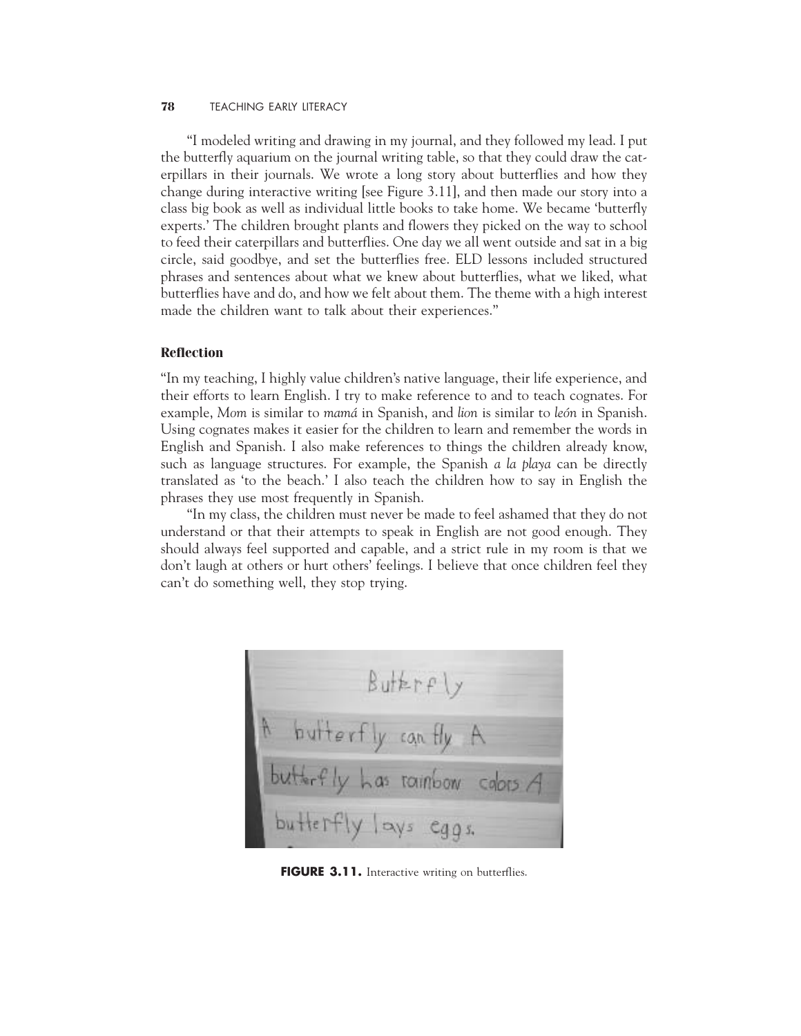"I modeled writing and drawing in my journal, and they followed my lead. I put the butterfly aquarium on the journal writing table, so that they could draw the caterpillars in their journals. We wrote a long story about butterflies and how they change during interactive writing [see Figure 3.11], and then made our story into a class big book as well as individual little books to take home. We became 'butterfly experts.' The children brought plants and flowers they picked on the way to school to feed their caterpillars and butterflies. One day we all went outside and sat in a big circle, said goodbye, and set the butterflies free. ELD lessons included structured phrases and sentences about what we knew about butterflies, what we liked, what butterflies have and do, and how we felt about them. The theme with a high interest made the children want to talk about their experiences."

### Reflection

"In my teaching, I highly value children's native language, their life experience, and their efforts to learn English. I try to make reference to and to teach cognates. For example, *Mom* is similar to *mamá* in Spanish, and *lion* is similar to *león* in Spanish. Using cognates makes it easier for the children to learn and remember the words in English and Spanish. I also make references to things the children already know, such as language structures. For example, the Spanish *a la playa* can be directly translated as 'to the beach.' I also teach the children how to say in English the phrases they use most frequently in Spanish.

"In my class, the children must never be made to feel ashamed that they do not understand or that their attempts to speak in English are not good enough. They should always feel supported and capable, and a strict rule in my room is that we don't laugh at others or hurt others' feelings. I believe that once children feel they can't do something well, they stop trying.

Butterfly

A butterfly can fly. A butterfly has rainbow colors. A butterfly lays eggs.

**FIGURE 3.11.** Interactive writing on butterflies.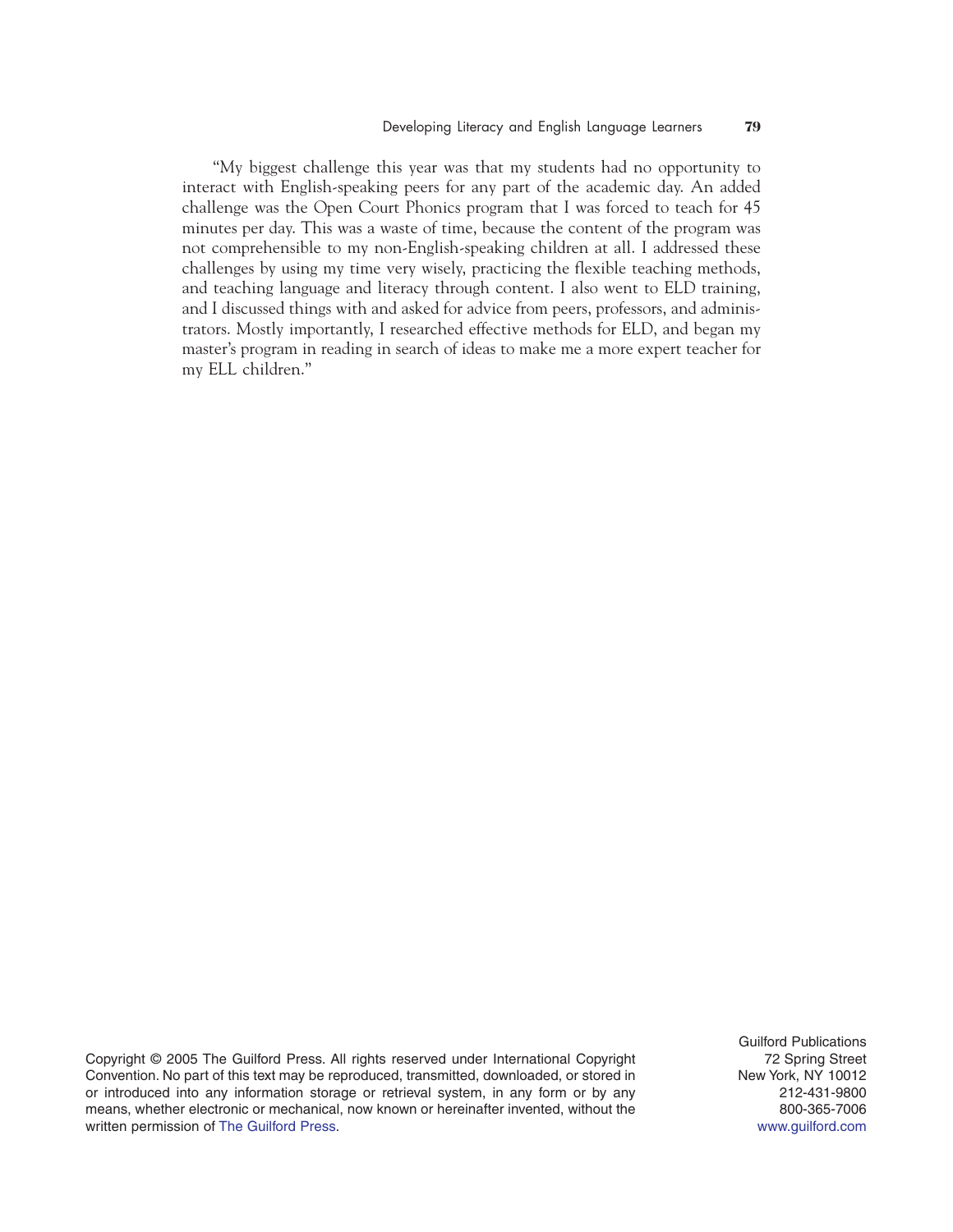"My biggest challenge this year was that my students had no opportunity to interact with English-speaking peers for any part of the academic day. An added challenge was the Open Court Phonics program that I was forced to teach for 45 minutes per day. This was a waste of time, because the content of the program was not comprehensible to my non-English-speaking children at all. I addressed these challenges by using my time very wisely, practicing the flexible teaching methods, and teaching language and literacy through content. I also went to ELD training, and I discussed things with and asked for advice from peers, professors, and administrators. Mostly importantly, I researched effective methods for ELD, and began my master's program in reading in search of ideas to make me a more expert teacher for my ELL children."

Copyright © 2005 The Guilford Press. All rights reserved under International Copyright Convention. No part of this text may be reproduced, transmitted, downloaded, or stored in or introduced into any information storage or retrieval system, in any form or by any means, whether electronic or mechanical, now known or hereinafter invented, without the written permission of The Guilford Press.

Guilford Publications
72 Spring Street
New York, NY 10012
212-431-9800
800-365-7006
www.guilford.com